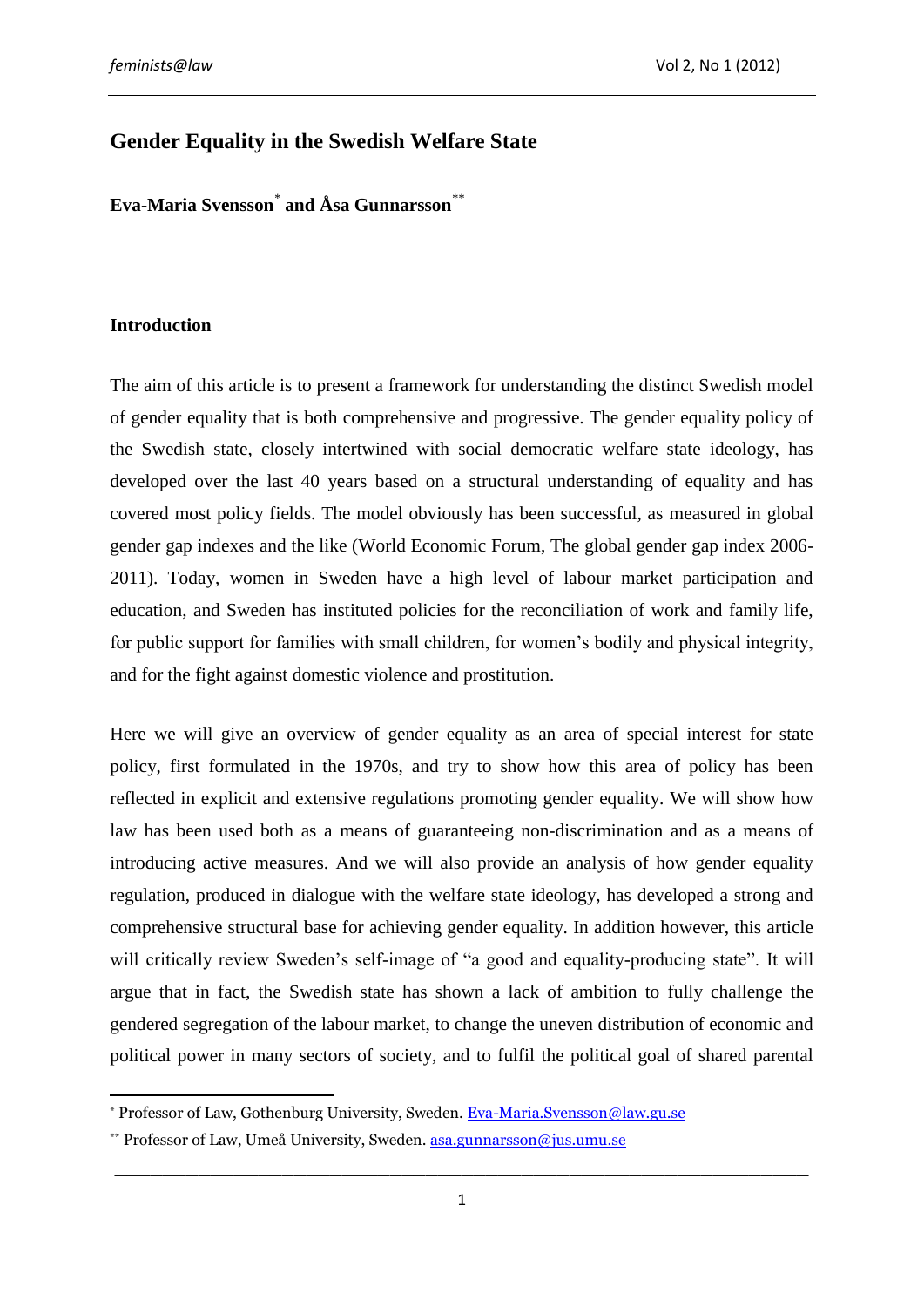# Gender Equality in the Swedish Welfare State

**Eva-Maria Svensson**[*] **and Åsa Gunnarsson**[**]

## Introduction

The aim of this article is to present a framework for understanding the distinct Swedish model of gender equality that is both comprehensive and progressive. The gender equality policy of the Swedish state, closely intertwined with social democratic welfare state ideology, has developed over the last 40 years based on a structural understanding of equality and has covered most policy fields. The model obviously has been successful, as measured in global gender gap indexes and the like (World Economic Forum, The global gender gap index 2006-2011). Today, women in Sweden have a high level of labour market participation and education, and Sweden has instituted policies for the reconciliation of work and family life, for public support for families with small children, for women's bodily and physical integrity, and for the fight against domestic violence and prostitution.

Here we will give an overview of gender equality as an area of special interest for state policy, first formulated in the 1970s, and try to show how this area of policy has been reflected in explicit and extensive regulations promoting gender equality. We will show how law has been used both as a means of guaranteeing non-discrimination and as a means of introducing active measures. And we will also provide an analysis of how gender equality regulation, produced in dialogue with the welfare state ideology, has developed a strong and comprehensive structural base for achieving gender equality. In addition however, this article will critically review Sweden's self-image of "a good and equality-producing state". It will argue that in fact, the Swedish state has shown a lack of ambition to fully challenge the gendered segregation of the labour market, to change the uneven distribution of economic and political power in many sectors of society, and to fulfil the political goal of shared parental

[*] Professor of Law, Gothenburg University, Sweden. Eva-Maria.Svensson@law.gu.se

[**] Professor of Law, Umeå University, Sweden. asa.gunnarsson@jus.umu.se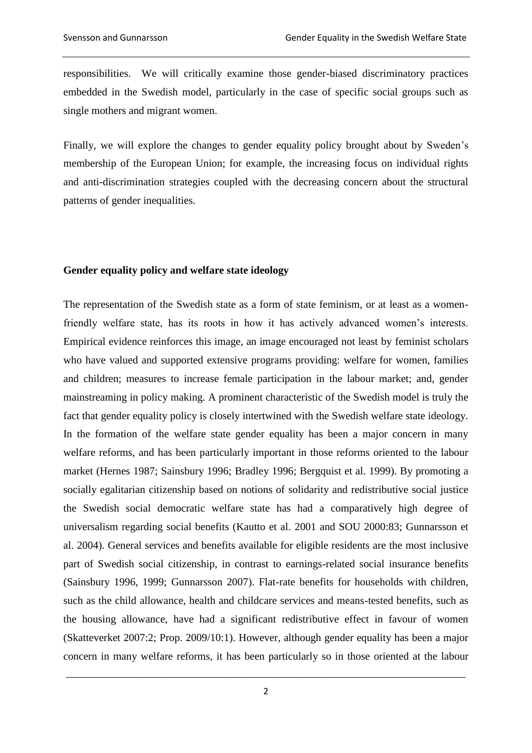responsibilities. We will critically examine those gender-biased discriminatory practices embedded in the Swedish model, particularly in the case of specific social groups such as single mothers and migrant women.

Finally, we will explore the changes to gender equality policy brought about by Sweden's membership of the European Union; for example, the increasing focus on individual rights and anti-discrimination strategies coupled with the decreasing concern about the structural patterns of gender inequalities.

## Gender equality policy and welfare state ideology

The representation of the Swedish state as a form of state feminism, or at least as a women-friendly welfare state, has its roots in how it has actively advanced women's interests. Empirical evidence reinforces this image, an image encouraged not least by feminist scholars who have valued and supported extensive programs providing: welfare for women, families and children; measures to increase female participation in the labour market; and, gender mainstreaming in policy making. A prominent characteristic of the Swedish model is truly the fact that gender equality policy is closely intertwined with the Swedish welfare state ideology. In the formation of the welfare state gender equality has been a major concern in many welfare reforms, and has been particularly important in those reforms oriented to the labour market (Hernes 1987; Sainsbury 1996; Bradley 1996; Bergquist et al. 1999). By promoting a socially egalitarian citizenship based on notions of solidarity and redistributive social justice the Swedish social democratic welfare state has had a comparatively high degree of universalism regarding social benefits (Kautto et al. 2001 and SOU 2000:83; Gunnarsson et al. 2004). General services and benefits available for eligible residents are the most inclusive part of Swedish social citizenship, in contrast to earnings-related social insurance benefits (Sainsbury 1996, 1999; Gunnarsson 2007). Flat-rate benefits for households with children, such as the child allowance, health and childcare services and means-tested benefits, such as the housing allowance, have had a significant redistributive effect in favour of women (Skatteverket 2007:2; Prop. 2009/10:1). However, although gender equality has been a major concern in many welfare reforms, it has been particularly so in those oriented at the labour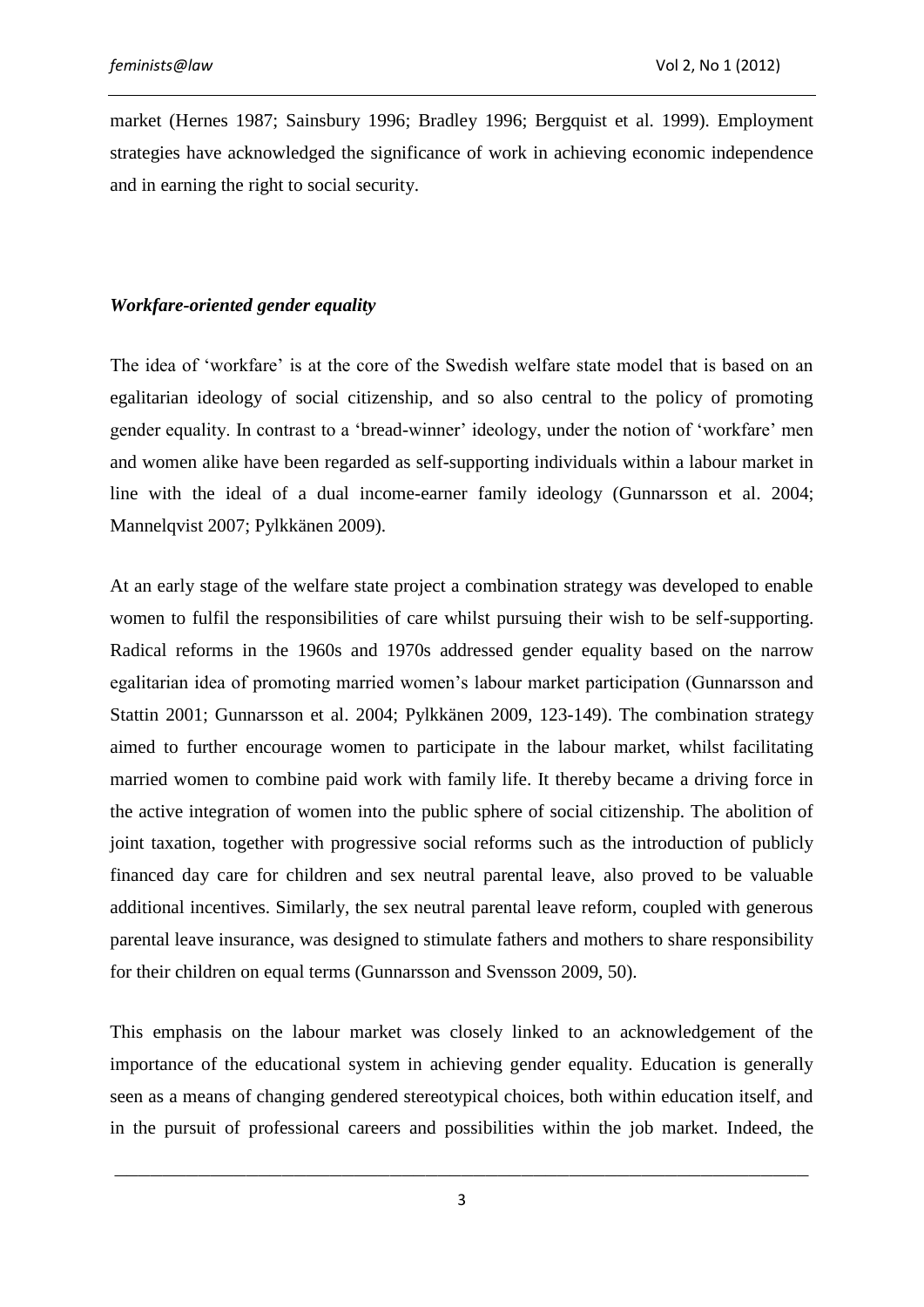market (Hernes 1987; Sainsbury 1996; Bradley 1996; Bergquist et al. 1999). Employment strategies have acknowledged the significance of work in achieving economic independence and in earning the right to social security.

### ***Workfare-oriented gender equality***

The idea of 'workfare' is at the core of the Swedish welfare state model that is based on an egalitarian ideology of social citizenship, and so also central to the policy of promoting gender equality. In contrast to a 'bread-winner' ideology, under the notion of 'workfare' men and women alike have been regarded as self-supporting individuals within a labour market in line with the ideal of a dual income-earner family ideology (Gunnarsson et al. 2004; Mannelqvist 2007; Pylkkänen 2009).

At an early stage of the welfare state project a combination strategy was developed to enable women to fulfil the responsibilities of care whilst pursuing their wish to be self-supporting. Radical reforms in the 1960s and 1970s addressed gender equality based on the narrow egalitarian idea of promoting married women's labour market participation (Gunnarsson and Stattin 2001; Gunnarsson et al. 2004; Pylkkänen 2009, 123-149). The combination strategy aimed to further encourage women to participate in the labour market, whilst facilitating married women to combine paid work with family life. It thereby became a driving force in the active integration of women into the public sphere of social citizenship. The abolition of joint taxation, together with progressive social reforms such as the introduction of publicly financed day care for children and sex neutral parental leave, also proved to be valuable additional incentives. Similarly, the sex neutral parental leave reform, coupled with generous parental leave insurance, was designed to stimulate fathers and mothers to share responsibility for their children on equal terms (Gunnarsson and Svensson 2009, 50).

This emphasis on the labour market was closely linked to an acknowledgement of the importance of the educational system in achieving gender equality. Education is generally seen as a means of changing gendered stereotypical choices, both within education itself, and in the pursuit of professional careers and possibilities within the job market. Indeed, the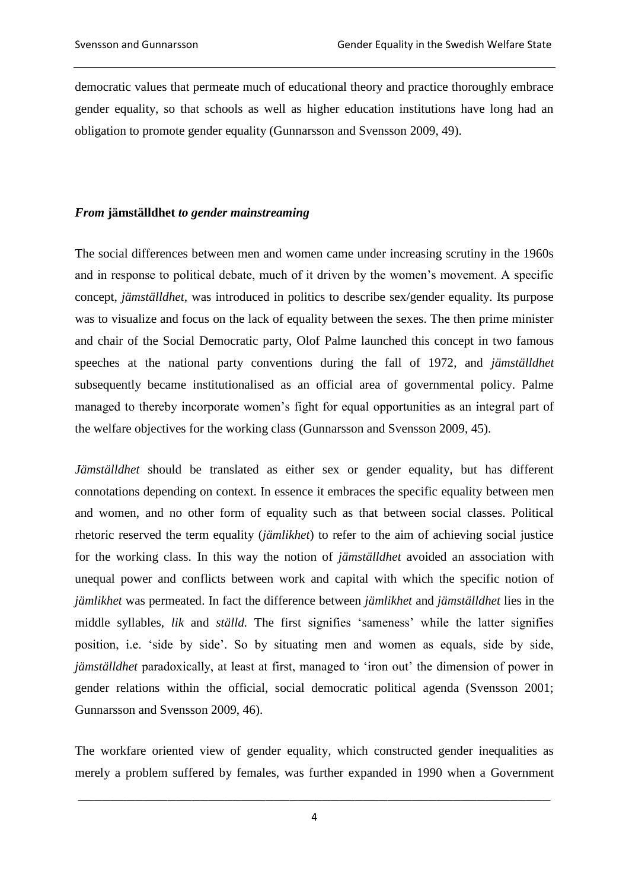democratic values that permeate much of educational theory and practice thoroughly embrace gender equality, so that schools as well as higher education institutions have long had an obligation to promote gender equality (Gunnarsson and Svensson 2009, 49).

## *From* **jämställdhet** *to gender mainstreaming*

The social differences between men and women came under increasing scrutiny in the 1960s and in response to political debate, much of it driven by the women's movement. A specific concept, *jämställdhet,* was introduced in politics to describe sex/gender equality. Its purpose was to visualize and focus on the lack of equality between the sexes. The then prime minister and chair of the Social Democratic party, Olof Palme launched this concept in two famous speeches at the national party conventions during the fall of 1972, and *jämställdhet* subsequently became institutionalised as an official area of governmental policy. Palme managed to thereby incorporate women's fight for equal opportunities as an integral part of the welfare objectives for the working class (Gunnarsson and Svensson 2009, 45).

*Jämställdhet* should be translated as either sex or gender equality, but has different connotations depending on context. In essence it embraces the specific equality between men and women, and no other form of equality such as that between social classes. Political rhetoric reserved the term equality (*jämlikhet*) to refer to the aim of achieving social justice for the working class. In this way the notion of *jämställdhet* avoided an association with unequal power and conflicts between work and capital with which the specific notion of *jämlikhet* was permeated. In fact the difference between *jämlikhet* and *jämställdhet* lies in the middle syllables, *lik* and *ställd.* The first signifies 'sameness' while the latter signifies position, i.e. 'side by side'. So by situating men and women as equals, side by side, *jämställdhet* paradoxically, at least at first, managed to 'iron out' the dimension of power in gender relations within the official, social democratic political agenda (Svensson 2001; Gunnarsson and Svensson 2009, 46).

The workfare oriented view of gender equality, which constructed gender inequalities as merely a problem suffered by females, was further expanded in 1990 when a Government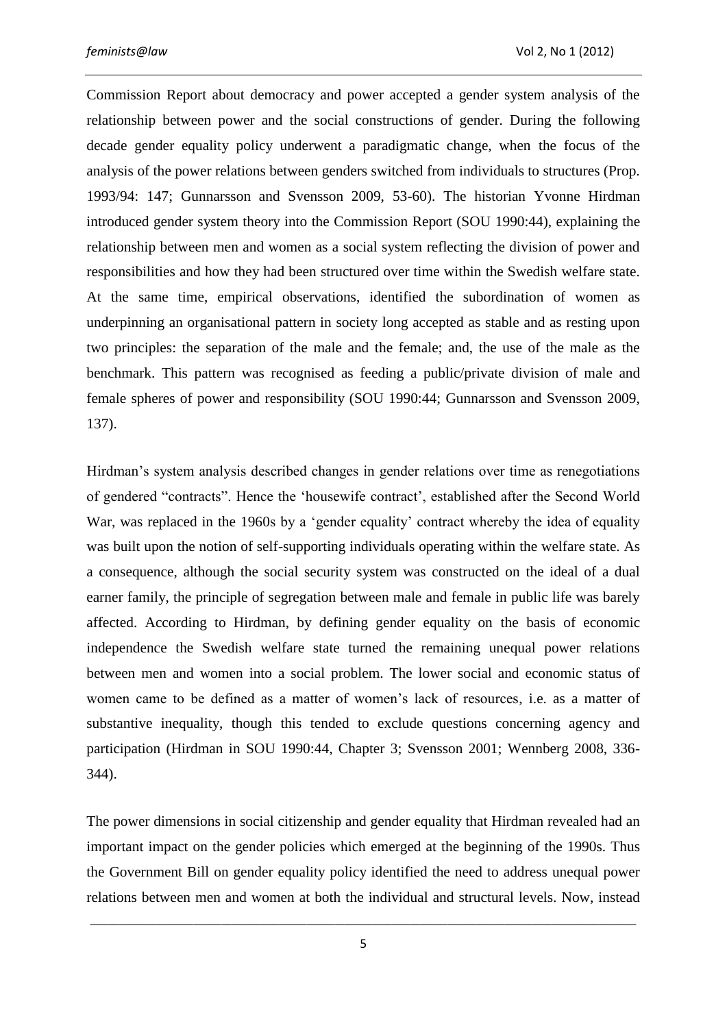Commission Report about democracy and power accepted a gender system analysis of the relationship between power and the social constructions of gender. During the following decade gender equality policy underwent a paradigmatic change, when the focus of the analysis of the power relations between genders switched from individuals to structures (Prop. 1993/94: 147; Gunnarsson and Svensson 2009, 53-60). The historian Yvonne Hirdman introduced gender system theory into the Commission Report (SOU 1990:44), explaining the relationship between men and women as a social system reflecting the division of power and responsibilities and how they had been structured over time within the Swedish welfare state. At the same time, empirical observations, identified the subordination of women as underpinning an organisational pattern in society long accepted as stable and as resting upon two principles: the separation of the male and the female; and, the use of the male as the benchmark. This pattern was recognised as feeding a public/private division of male and female spheres of power and responsibility (SOU 1990:44; Gunnarsson and Svensson 2009, 137).

Hirdman's system analysis described changes in gender relations over time as renegotiations of gendered "contracts". Hence the 'housewife contract', established after the Second World War, was replaced in the 1960s by a 'gender equality' contract whereby the idea of equality was built upon the notion of self-supporting individuals operating within the welfare state. As a consequence, although the social security system was constructed on the ideal of a dual earner family, the principle of segregation between male and female in public life was barely affected. According to Hirdman, by defining gender equality on the basis of economic independence the Swedish welfare state turned the remaining unequal power relations between men and women into a social problem. The lower social and economic status of women came to be defined as a matter of women's lack of resources, i.e. as a matter of substantive inequality, though this tended to exclude questions concerning agency and participation (Hirdman in SOU 1990:44, Chapter 3; Svensson 2001; Wennberg 2008, 336-344).

The power dimensions in social citizenship and gender equality that Hirdman revealed had an important impact on the gender policies which emerged at the beginning of the 1990s. Thus the Government Bill on gender equality policy identified the need to address unequal power relations between men and women at both the individual and structural levels. Now, instead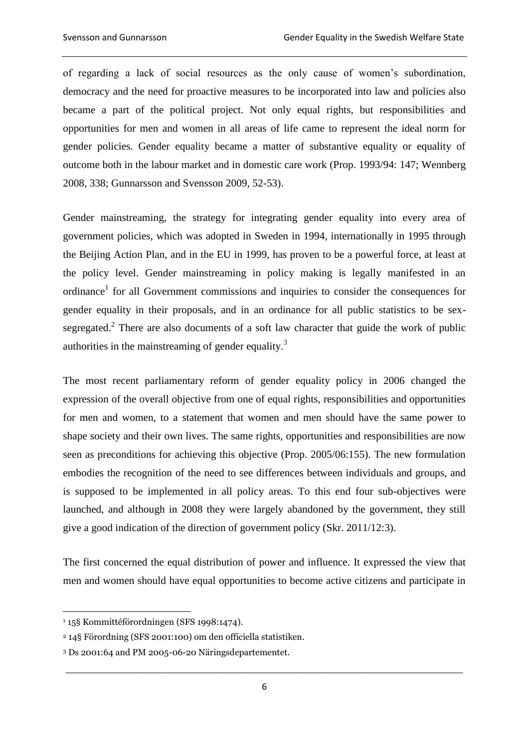of regarding a lack of social resources as the only cause of women's subordination, democracy and the need for proactive measures to be incorporated into law and policies also became a part of the political project. Not only equal rights, but responsibilities and opportunities for men and women in all areas of life came to represent the ideal norm for gender policies. Gender equality became a matter of substantive equality or equality of outcome both in the labour market and in domestic care work (Prop. 1993/94: 147; Wennberg 2008, 338; Gunnarsson and Svensson 2009, 52-53).

Gender mainstreaming, the strategy for integrating gender equality into every area of government policies, which was adopted in Sweden in 1994, internationally in 1995 through the Beijing Action Plan, and in the EU in 1999, has proven to be a powerful force, at least at the policy level. Gender mainstreaming in policy making is legally manifested in an ordinance[1] for all Government commissions and inquiries to consider the consequences for gender equality in their proposals, and in an ordinance for all public statistics to be sex-segregated.[2] There are also documents of a soft law character that guide the work of public authorities in the mainstreaming of gender equality.[3]

The most recent parliamentary reform of gender equality policy in 2006 changed the expression of the overall objective from one of equal rights, responsibilities and opportunities for men and women, to a statement that women and men should have the same power to shape society and their own lives. The same rights, opportunities and responsibilities are now seen as preconditions for achieving this objective (Prop. 2005/06:155). The new formulation embodies the recognition of the need to see differences between individuals and groups, and is supposed to be implemented in all policy areas. To this end four sub-objectives were launched, and although in 2008 they were largely abandoned by the government, they still give a good indication of the direction of government policy (Skr. 2011/12:3).

The first concerned the equal distribution of power and influence. It expressed the view that men and women should have equal opportunities to become active citizens and participate in

[1] 15§ Kommittéförordningen (SFS 1998:1474).

[2] 14§ Förordning (SFS 2001:100) om den officiella statistiken.

[3] Ds 2001:64 and PM 2005-06-20 Näringsdepartementet.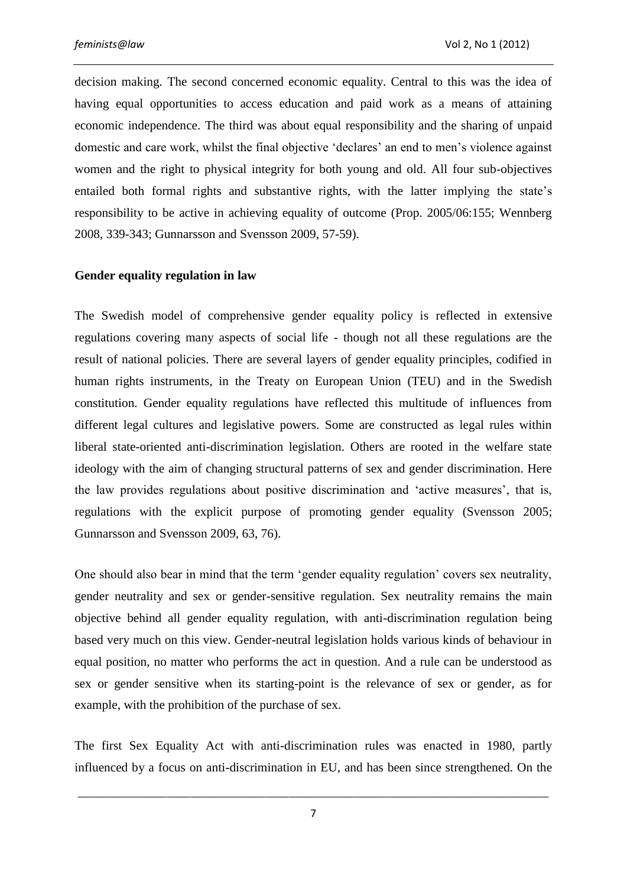decision making. The second concerned economic equality. Central to this was the idea of having equal opportunities to access education and paid work as a means of attaining economic independence. The third was about equal responsibility and the sharing of unpaid domestic and care work, whilst the final objective 'declares' an end to men's violence against women and the right to physical integrity for both young and old. All four sub-objectives entailed both formal rights and substantive rights, with the latter implying the state's responsibility to be active in achieving equality of outcome (Prop. 2005/06:155; Wennberg 2008, 339-343; Gunnarsson and Svensson 2009, 57-59).

**Gender equality regulation in law**

The Swedish model of comprehensive gender equality policy is reflected in extensive regulations covering many aspects of social life - though not all these regulations are the result of national policies. There are several layers of gender equality principles, codified in human rights instruments, in the Treaty on European Union (TEU) and in the Swedish constitution. Gender equality regulations have reflected this multitude of influences from different legal cultures and legislative powers. Some are constructed as legal rules within liberal state-oriented anti-discrimination legislation. Others are rooted in the welfare state ideology with the aim of changing structural patterns of sex and gender discrimination. Here the law provides regulations about positive discrimination and 'active measures', that is, regulations with the explicit purpose of promoting gender equality (Svensson 2005; Gunnarsson and Svensson 2009, 63, 76).

One should also bear in mind that the term 'gender equality regulation' covers sex neutrality, gender neutrality and sex or gender-sensitive regulation. Sex neutrality remains the main objective behind all gender equality regulation, with anti-discrimination regulation being based very much on this view. Gender-neutral legislation holds various kinds of behaviour in equal position, no matter who performs the act in question. And a rule can be understood as sex or gender sensitive when its starting-point is the relevance of sex or gender, as for example, with the prohibition of the purchase of sex.

The first Sex Equality Act with anti-discrimination rules was enacted in 1980, partly influenced by a focus on anti-discrimination in EU, and has been since strengthened. On the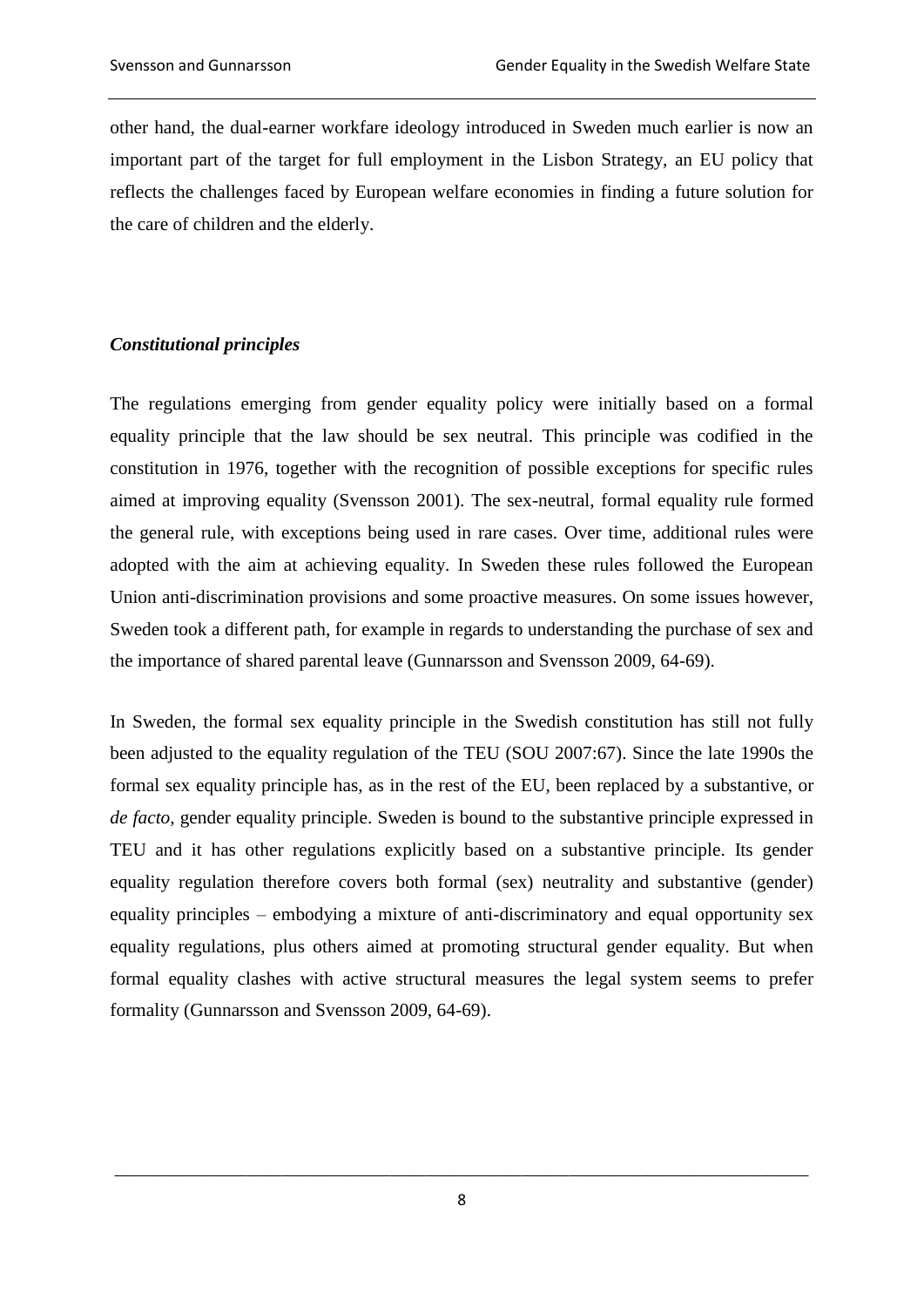other hand, the dual-earner workfare ideology introduced in Sweden much earlier is now an important part of the target for full employment in the Lisbon Strategy, an EU policy that reflects the challenges faced by European welfare economies in finding a future solution for the care of children and the elderly.

### *Constitutional principles*

The regulations emerging from gender equality policy were initially based on a formal equality principle that the law should be sex neutral. This principle was codified in the constitution in 1976, together with the recognition of possible exceptions for specific rules aimed at improving equality (Svensson 2001). The sex-neutral, formal equality rule formed the general rule, with exceptions being used in rare cases. Over time, additional rules were adopted with the aim at achieving equality. In Sweden these rules followed the European Union anti-discrimination provisions and some proactive measures. On some issues however, Sweden took a different path, for example in regards to understanding the purchase of sex and the importance of shared parental leave (Gunnarsson and Svensson 2009, 64-69).

In Sweden, the formal sex equality principle in the Swedish constitution has still not fully been adjusted to the equality regulation of the TEU (SOU 2007:67). Since the late 1990s the formal sex equality principle has, as in the rest of the EU, been replaced by a substantive, or *de facto*, gender equality principle. Sweden is bound to the substantive principle expressed in TEU and it has other regulations explicitly based on a substantive principle. Its gender equality regulation therefore covers both formal (sex) neutrality and substantive (gender) equality principles – embodying a mixture of anti-discriminatory and equal opportunity sex equality regulations, plus others aimed at promoting structural gender equality. But when formal equality clashes with active structural measures the legal system seems to prefer formality (Gunnarsson and Svensson 2009, 64-69).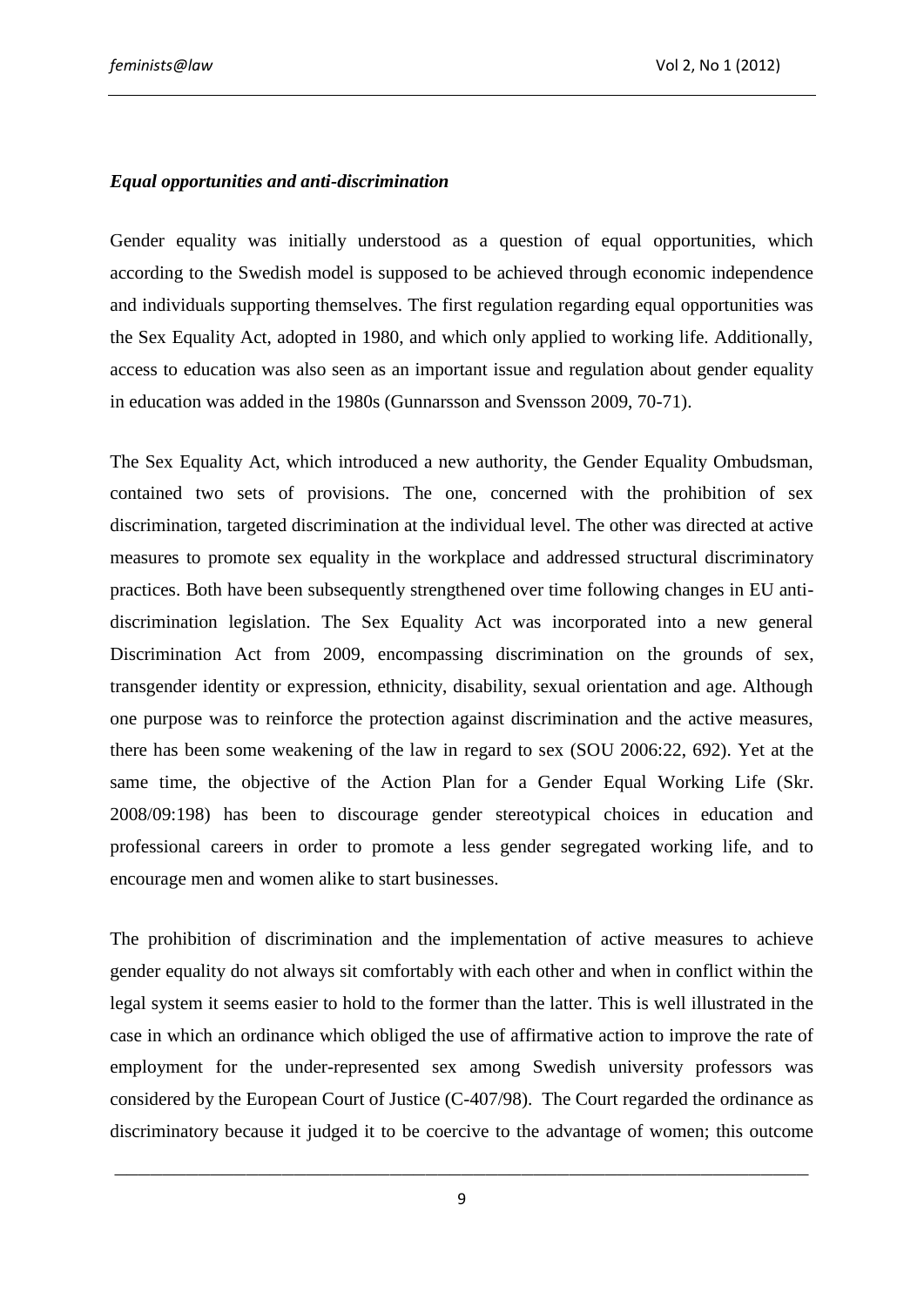### *Equal opportunities and anti-discrimination*

Gender equality was initially understood as a question of equal opportunities, which according to the Swedish model is supposed to be achieved through economic independence and individuals supporting themselves. The first regulation regarding equal opportunities was the Sex Equality Act, adopted in 1980, and which only applied to working life. Additionally, access to education was also seen as an important issue and regulation about gender equality in education was added in the 1980s (Gunnarsson and Svensson 2009, 70-71).

The Sex Equality Act, which introduced a new authority, the Gender Equality Ombudsman, contained two sets of provisions. The one, concerned with the prohibition of sex discrimination, targeted discrimination at the individual level. The other was directed at active measures to promote sex equality in the workplace and addressed structural discriminatory practices. Both have been subsequently strengthened over time following changes in EU anti-discrimination legislation. The Sex Equality Act was incorporated into a new general Discrimination Act from 2009, encompassing discrimination on the grounds of sex, transgender identity or expression, ethnicity, disability, sexual orientation and age. Although one purpose was to reinforce the protection against discrimination and the active measures, there has been some weakening of the law in regard to sex (SOU 2006:22, 692). Yet at the same time, the objective of the Action Plan for a Gender Equal Working Life (Skr. 2008/09:198) has been to discourage gender stereotypical choices in education and professional careers in order to promote a less gender segregated working life, and to encourage men and women alike to start businesses.

The prohibition of discrimination and the implementation of active measures to achieve gender equality do not always sit comfortably with each other and when in conflict within the legal system it seems easier to hold to the former than the latter. This is well illustrated in the case in which an ordinance which obliged the use of affirmative action to improve the rate of employment for the under-represented sex among Swedish university professors was considered by the European Court of Justice (C-407/98). The Court regarded the ordinance as discriminatory because it judged it to be coercive to the advantage of women; this outcome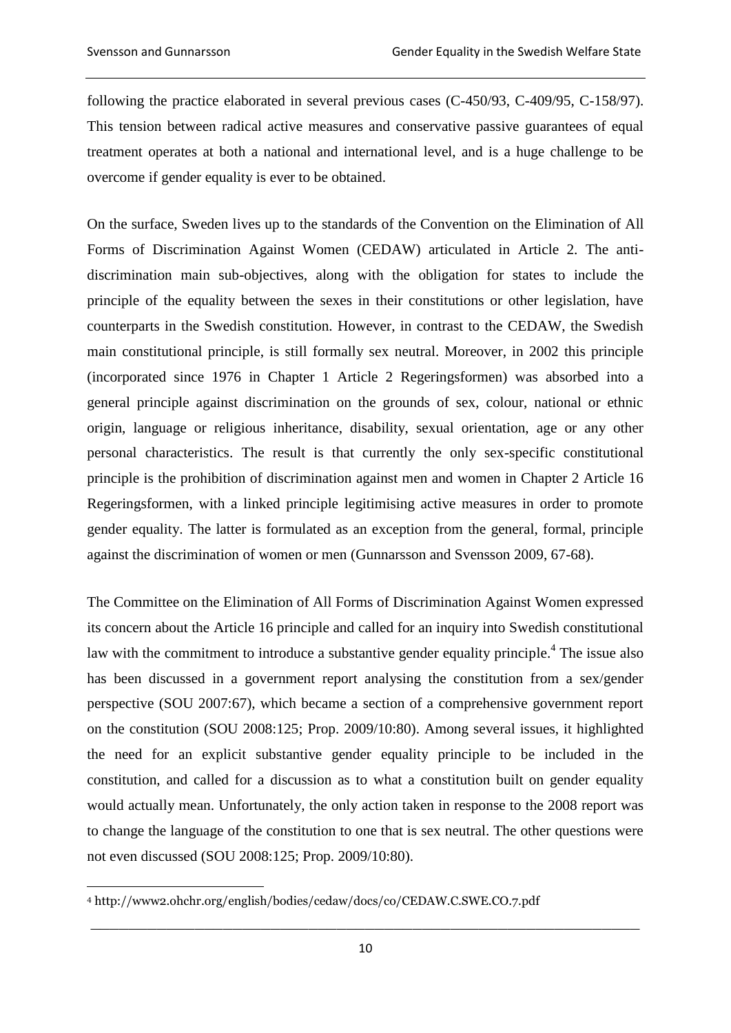following the practice elaborated in several previous cases (C-450/93, C-409/95, C-158/97). This tension between radical active measures and conservative passive guarantees of equal treatment operates at both a national and international level, and is a huge challenge to be overcome if gender equality is ever to be obtained.

On the surface, Sweden lives up to the standards of the Convention on the Elimination of All Forms of Discrimination Against Women (CEDAW) articulated in Article 2. The anti-discrimination main sub-objectives, along with the obligation for states to include the principle of the equality between the sexes in their constitutions or other legislation, have counterparts in the Swedish constitution. However, in contrast to the CEDAW, the Swedish main constitutional principle, is still formally sex neutral. Moreover, in 2002 this principle (incorporated since 1976 in Chapter 1 Article 2 Regeringsformen) was absorbed into a general principle against discrimination on the grounds of sex, colour, national or ethnic origin, language or religious inheritance, disability, sexual orientation, age or any other personal characteristics. The result is that currently the only sex-specific constitutional principle is the prohibition of discrimination against men and women in Chapter 2 Article 16 Regeringsformen, with a linked principle legitimising active measures in order to promote gender equality. The latter is formulated as an exception from the general, formal, principle against the discrimination of women or men (Gunnarsson and Svensson 2009, 67-68).

The Committee on the Elimination of All Forms of Discrimination Against Women expressed its concern about the Article 16 principle and called for an inquiry into Swedish constitutional law with the commitment to introduce a substantive gender equality principle.[4] The issue also has been discussed in a government report analysing the constitution from a sex/gender perspective (SOU 2007:67), which became a section of a comprehensive government report on the constitution (SOU 2008:125; Prop. 2009/10:80). Among several issues, it highlighted the need for an explicit substantive gender equality principle to be included in the constitution, and called for a discussion as to what a constitution built on gender equality would actually mean. Unfortunately, the only action taken in response to the 2008 report was to change the language of the constitution to one that is sex neutral. The other questions were not even discussed (SOU 2008:125; Prop. 2009/10:80).

[4] http://www2.ohchr.org/english/bodies/cedaw/docs/co/CEDAW.C.SWE.CO.7.pdf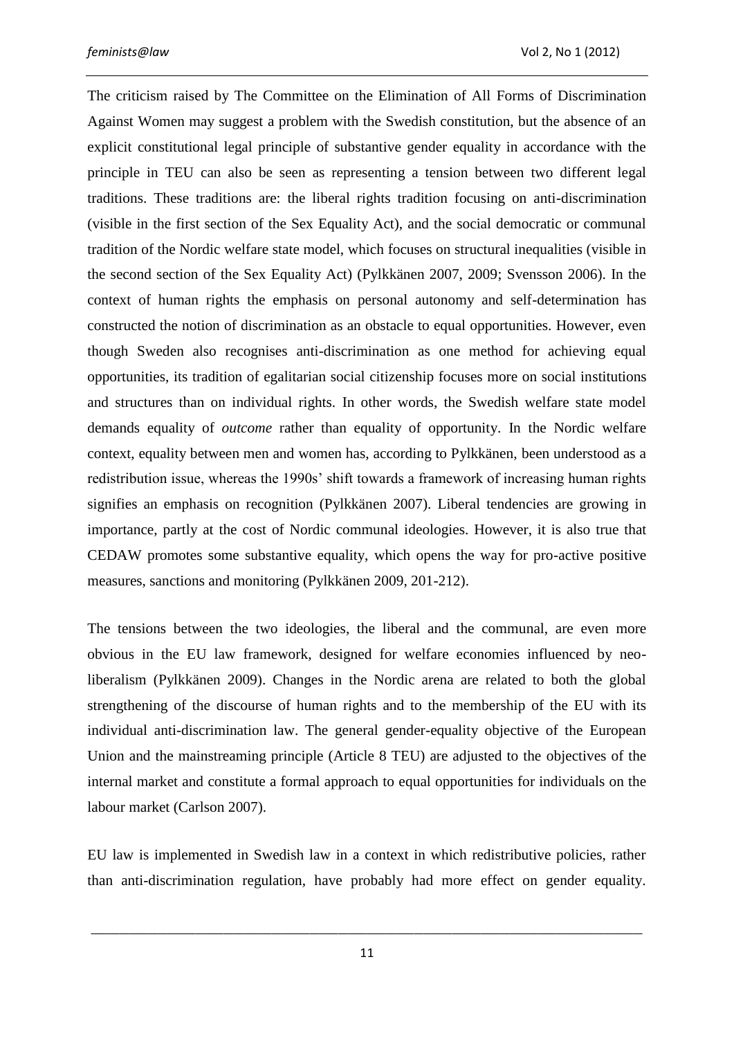The criticism raised by The Committee on the Elimination of All Forms of Discrimination Against Women may suggest a problem with the Swedish constitution, but the absence of an explicit constitutional legal principle of substantive gender equality in accordance with the principle in TEU can also be seen as representing a tension between two different legal traditions. These traditions are: the liberal rights tradition focusing on anti-discrimination (visible in the first section of the Sex Equality Act), and the social democratic or communal tradition of the Nordic welfare state model, which focuses on structural inequalities (visible in the second section of the Sex Equality Act) (Pylkkänen 2007, 2009; Svensson 2006). In the context of human rights the emphasis on personal autonomy and self-determination has constructed the notion of discrimination as an obstacle to equal opportunities. However, even though Sweden also recognises anti-discrimination as one method for achieving equal opportunities, its tradition of egalitarian social citizenship focuses more on social institutions and structures than on individual rights. In other words, the Swedish welfare state model demands equality of *outcome* rather than equality of opportunity. In the Nordic welfare context, equality between men and women has, according to Pylkkänen, been understood as a redistribution issue, whereas the 1990s' shift towards a framework of increasing human rights signifies an emphasis on recognition (Pylkkänen 2007). Liberal tendencies are growing in importance, partly at the cost of Nordic communal ideologies. However, it is also true that CEDAW promotes some substantive equality, which opens the way for pro-active positive measures, sanctions and monitoring (Pylkkänen 2009, 201-212).

The tensions between the two ideologies, the liberal and the communal, are even more obvious in the EU law framework, designed for welfare economies influenced by neo-liberalism (Pylkkänen 2009). Changes in the Nordic arena are related to both the global strengthening of the discourse of human rights and to the membership of the EU with its individual anti-discrimination law. The general gender-equality objective of the European Union and the mainstreaming principle (Article 8 TEU) are adjusted to the objectives of the internal market and constitute a formal approach to equal opportunities for individuals on the labour market (Carlson 2007).

EU law is implemented in Swedish law in a context in which redistributive policies, rather than anti-discrimination regulation, have probably had more effect on gender equality.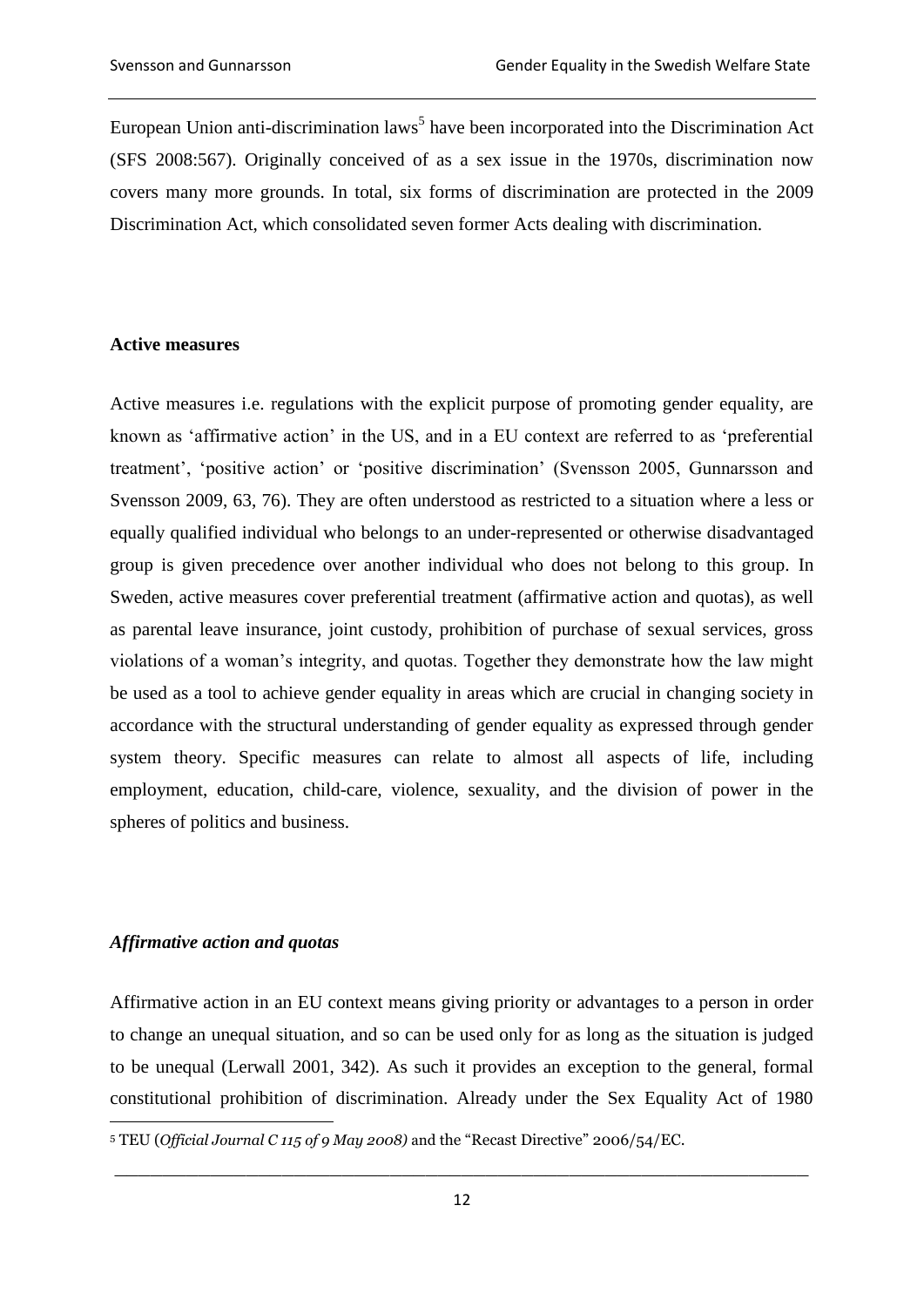European Union anti-discrimination laws[5] have been incorporated into the Discrimination Act (SFS 2008:567). Originally conceived of as a sex issue in the 1970s, discrimination now covers many more grounds. In total, six forms of discrimination are protected in the 2009 Discrimination Act, which consolidated seven former Acts dealing with discrimination.

**Active measures**

Active measures i.e. regulations with the explicit purpose of promoting gender equality, are known as 'affirmative action' in the US, and in a EU context are referred to as 'preferential treatment', 'positive action' or 'positive discrimination' (Svensson 2005, Gunnarsson and Svensson 2009, 63, 76). They are often understood as restricted to a situation where a less or equally qualified individual who belongs to an under-represented or otherwise disadvantaged group is given precedence over another individual who does not belong to this group. In Sweden, active measures cover preferential treatment (affirmative action and quotas), as well as parental leave insurance, joint custody, prohibition of purchase of sexual services, gross violations of a woman's integrity, and quotas. Together they demonstrate how the law might be used as a tool to achieve gender equality in areas which are crucial in changing society in accordance with the structural understanding of gender equality as expressed through gender system theory. Specific measures can relate to almost all aspects of life, including employment, education, child-care, violence, sexuality, and the division of power in the spheres of politics and business.

***Affirmative action and quotas***

Affirmative action in an EU context means giving priority or advantages to a person in order to change an unequal situation, and so can be used only for as long as the situation is judged to be unequal (Lerwall 2001, 342). As such it provides an exception to the general, formal constitutional prohibition of discrimination. Already under the Sex Equality Act of 1980

[5] TEU (*Official Journal C 115 of 9 May 2008)* and the "Recast Directive" 2006/54/EC.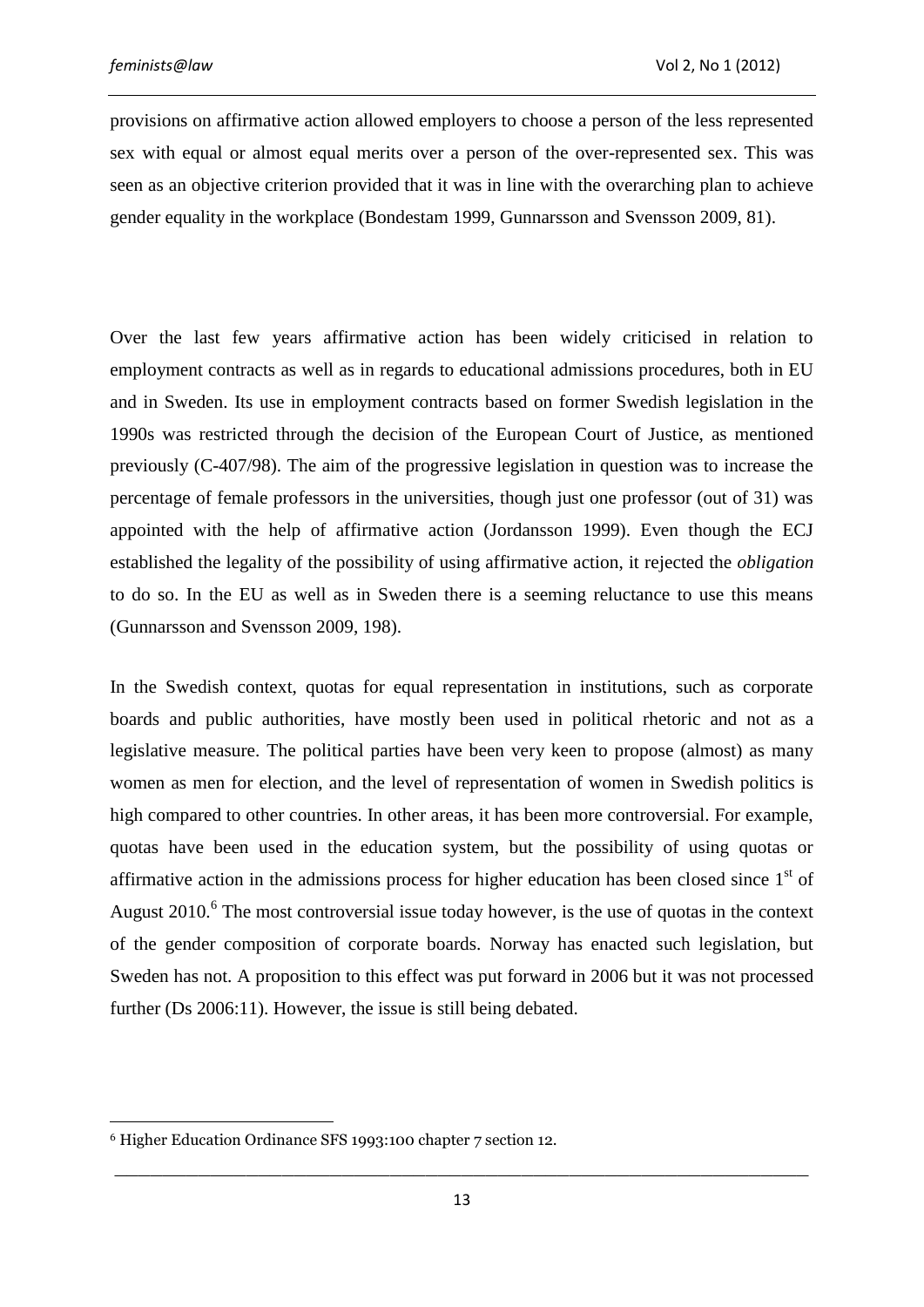provisions on affirmative action allowed employers to choose a person of the less represented sex with equal or almost equal merits over a person of the over-represented sex. This was seen as an objective criterion provided that it was in line with the overarching plan to achieve gender equality in the workplace (Bondestam 1999, Gunnarsson and Svensson 2009, 81).

Over the last few years affirmative action has been widely criticised in relation to employment contracts as well as in regards to educational admissions procedures, both in EU and in Sweden. Its use in employment contracts based on former Swedish legislation in the 1990s was restricted through the decision of the European Court of Justice, as mentioned previously (C-407/98). The aim of the progressive legislation in question was to increase the percentage of female professors in the universities, though just one professor (out of 31) was appointed with the help of affirmative action (Jordansson 1999). Even though the ECJ established the legality of the possibility of using affirmative action, it rejected the *obligation* to do so. In the EU as well as in Sweden there is a seeming reluctance to use this means (Gunnarsson and Svensson 2009, 198).

In the Swedish context, quotas for equal representation in institutions, such as corporate boards and public authorities, have mostly been used in political rhetoric and not as a legislative measure. The political parties have been very keen to propose (almost) as many women as men for election, and the level of representation of women in Swedish politics is high compared to other countries. In other areas, it has been more controversial. For example, quotas have been used in the education system, but the possibility of using quotas or affirmative action in the admissions process for higher education has been closed since 1st of August 2010.[6] The most controversial issue today however, is the use of quotas in the context of the gender composition of corporate boards. Norway has enacted such legislation, but Sweden has not. A proposition to this effect was put forward in 2006 but it was not processed further (Ds 2006:11). However, the issue is still being debated.

[6] Higher Education Ordinance SFS 1993:100 chapter 7 section 12.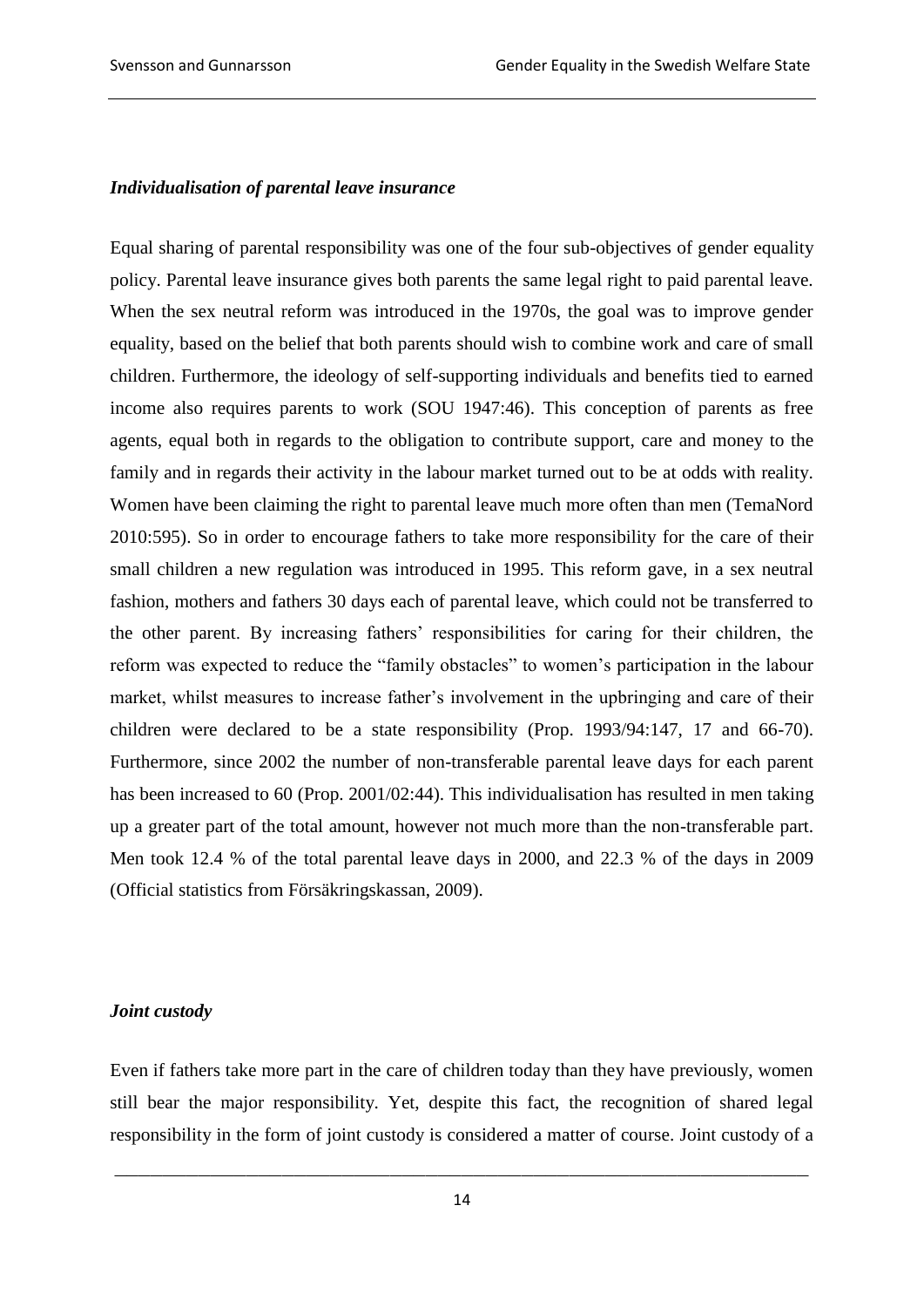### *Individualisation of parental leave insurance*

Equal sharing of parental responsibility was one of the four sub-objectives of gender equality policy. Parental leave insurance gives both parents the same legal right to paid parental leave. When the sex neutral reform was introduced in the 1970s, the goal was to improve gender equality, based on the belief that both parents should wish to combine work and care of small children. Furthermore, the ideology of self-supporting individuals and benefits tied to earned income also requires parents to work (SOU 1947:46). This conception of parents as free agents, equal both in regards to the obligation to contribute support, care and money to the family and in regards their activity in the labour market turned out to be at odds with reality. Women have been claiming the right to parental leave much more often than men (TemaNord 2010:595). So in order to encourage fathers to take more responsibility for the care of their small children a new regulation was introduced in 1995. This reform gave, in a sex neutral fashion, mothers and fathers 30 days each of parental leave, which could not be transferred to the other parent. By increasing fathers' responsibilities for caring for their children, the reform was expected to reduce the "family obstacles" to women's participation in the labour market, whilst measures to increase father's involvement in the upbringing and care of their children were declared to be a state responsibility (Prop. 1993/94:147, 17 and 66-70). Furthermore, since 2002 the number of non-transferable parental leave days for each parent has been increased to 60 (Prop. 2001/02:44). This individualisation has resulted in men taking up a greater part of the total amount, however not much more than the non-transferable part. Men took 12.4 % of the total parental leave days in 2000, and 22.3 % of the days in 2009 (Official statistics from Försäkringskassan, 2009).

### *Joint custody*

Even if fathers take more part in the care of children today than they have previously, women still bear the major responsibility. Yet, despite this fact, the recognition of shared legal responsibility in the form of joint custody is considered a matter of course. Joint custody of a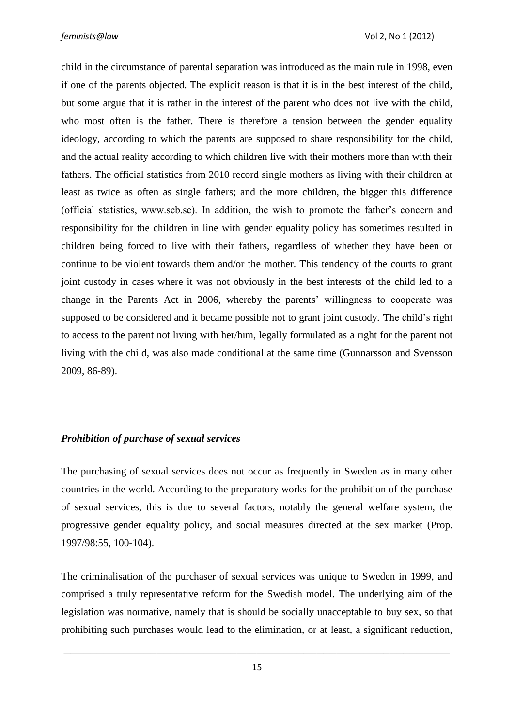child in the circumstance of parental separation was introduced as the main rule in 1998, even if one of the parents objected. The explicit reason is that it is in the best interest of the child, but some argue that it is rather in the interest of the parent who does not live with the child, who most often is the father. There is therefore a tension between the gender equality ideology, according to which the parents are supposed to share responsibility for the child, and the actual reality according to which children live with their mothers more than with their fathers. The official statistics from 2010 record single mothers as living with their children at least as twice as often as single fathers; and the more children, the bigger this difference (official statistics, www.scb.se). In addition, the wish to promote the father's concern and responsibility for the children in line with gender equality policy has sometimes resulted in children being forced to live with their fathers, regardless of whether they have been or continue to be violent towards them and/or the mother. This tendency of the courts to grant joint custody in cases where it was not obviously in the best interests of the child led to a change in the Parents Act in 2006, whereby the parents' willingness to cooperate was supposed to be considered and it became possible not to grant joint custody. The child's right to access to the parent not living with her/him, legally formulated as a right for the parent not living with the child, was also made conditional at the same time (Gunnarsson and Svensson 2009, 86-89).

### *Prohibition of purchase of sexual services*

The purchasing of sexual services does not occur as frequently in Sweden as in many other countries in the world. According to the preparatory works for the prohibition of the purchase of sexual services, this is due to several factors, notably the general welfare system, the progressive gender equality policy, and social measures directed at the sex market (Prop. 1997/98:55, 100-104).

The criminalisation of the purchaser of sexual services was unique to Sweden in 1999, and comprised a truly representative reform for the Swedish model. The underlying aim of the legislation was normative, namely that is should be socially unacceptable to buy sex, so that prohibiting such purchases would lead to the elimination, or at least, a significant reduction,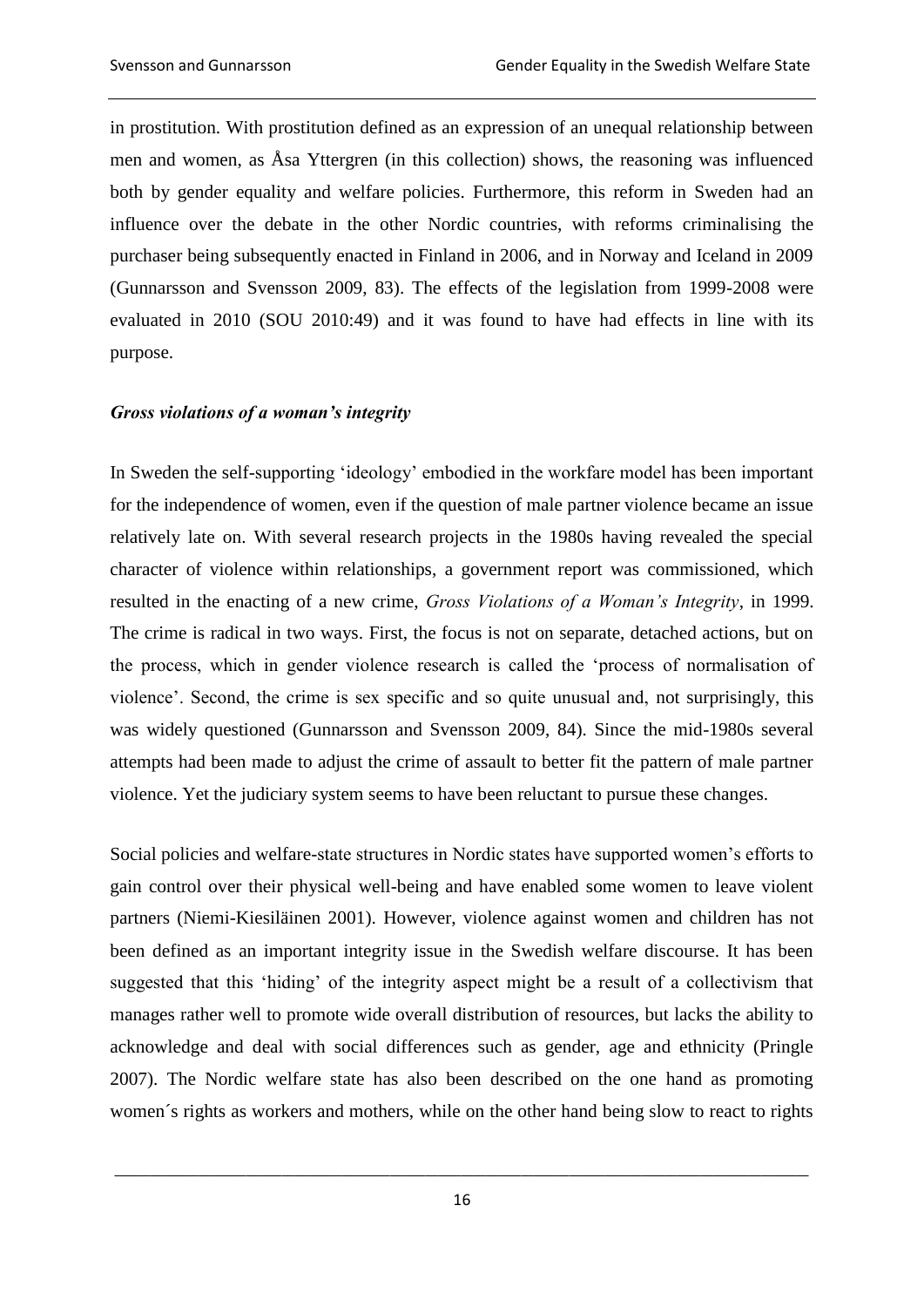in prostitution. With prostitution defined as an expression of an unequal relationship between men and women, as Åsa Yttergren (in this collection) shows, the reasoning was influenced both by gender equality and welfare policies. Furthermore, this reform in Sweden had an influence over the debate in the other Nordic countries, with reforms criminalising the purchaser being subsequently enacted in Finland in 2006, and in Norway and Iceland in 2009 (Gunnarsson and Svensson 2009, 83). The effects of the legislation from 1999-2008 were evaluated in 2010 (SOU 2010:49) and it was found to have had effects in line with its purpose.

### *Gross violations of a woman's integrity*

In Sweden the self-supporting 'ideology' embodied in the workfare model has been important for the independence of women, even if the question of male partner violence became an issue relatively late on. With several research projects in the 1980s having revealed the special character of violence within relationships, a government report was commissioned, which resulted in the enacting of a new crime, *Gross Violations of a Woman's Integrity*, in 1999. The crime is radical in two ways. First, the focus is not on separate, detached actions, but on the process, which in gender violence research is called the 'process of normalisation of violence'. Second, the crime is sex specific and so quite unusual and, not surprisingly, this was widely questioned (Gunnarsson and Svensson 2009, 84). Since the mid-1980s several attempts had been made to adjust the crime of assault to better fit the pattern of male partner violence. Yet the judiciary system seems to have been reluctant to pursue these changes.

Social policies and welfare-state structures in Nordic states have supported women's efforts to gain control over their physical well-being and have enabled some women to leave violent partners (Niemi-Kiesiläinen 2001). However, violence against women and children has not been defined as an important integrity issue in the Swedish welfare discourse. It has been suggested that this 'hiding' of the integrity aspect might be a result of a collectivism that manages rather well to promote wide overall distribution of resources, but lacks the ability to acknowledge and deal with social differences such as gender, age and ethnicity (Pringle 2007). The Nordic welfare state has also been described on the one hand as promoting women´s rights as workers and mothers, while on the other hand being slow to react to rights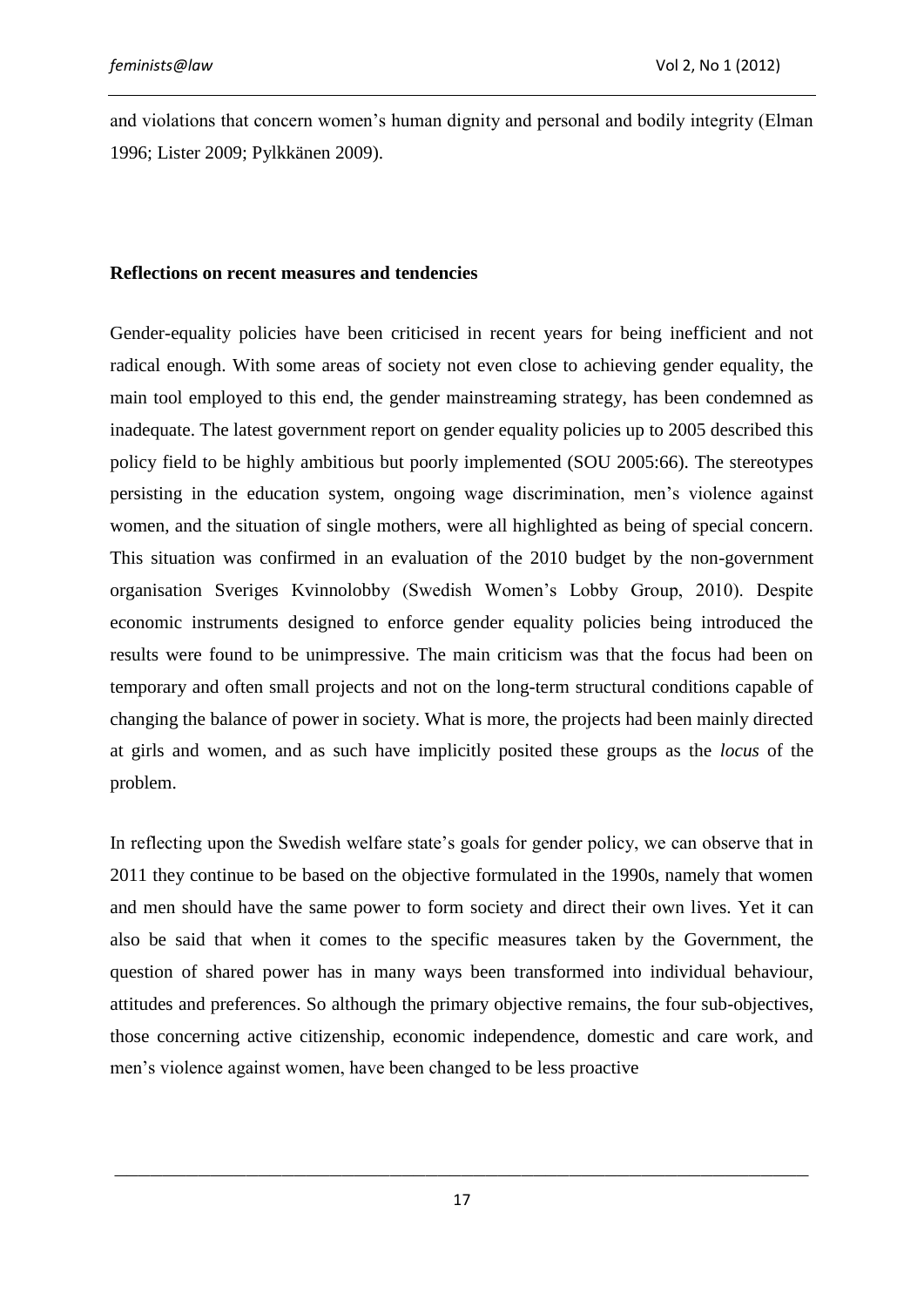and violations that concern women's human dignity and personal and bodily integrity (Elman 1996; Lister 2009; Pylkkänen 2009).

## Reflections on recent measures and tendencies

Gender-equality policies have been criticised in recent years for being inefficient and not radical enough. With some areas of society not even close to achieving gender equality, the main tool employed to this end, the gender mainstreaming strategy, has been condemned as inadequate. The latest government report on gender equality policies up to 2005 described this policy field to be highly ambitious but poorly implemented (SOU 2005:66). The stereotypes persisting in the education system, ongoing wage discrimination, men's violence against women, and the situation of single mothers, were all highlighted as being of special concern. This situation was confirmed in an evaluation of the 2010 budget by the non-government organisation Sveriges Kvinnolobby (Swedish Women's Lobby Group, 2010). Despite economic instruments designed to enforce gender equality policies being introduced the results were found to be unimpressive. The main criticism was that the focus had been on temporary and often small projects and not on the long-term structural conditions capable of changing the balance of power in society. What is more, the projects had been mainly directed at girls and women, and as such have implicitly posited these groups as the *locus* of the problem.

In reflecting upon the Swedish welfare state's goals for gender policy, we can observe that in 2011 they continue to be based on the objective formulated in the 1990s, namely that women and men should have the same power to form society and direct their own lives. Yet it can also be said that when it comes to the specific measures taken by the Government, the question of shared power has in many ways been transformed into individual behaviour, attitudes and preferences. So although the primary objective remains, the four sub-objectives, those concerning active citizenship, economic independence, domestic and care work, and men's violence against women, have been changed to be less proactive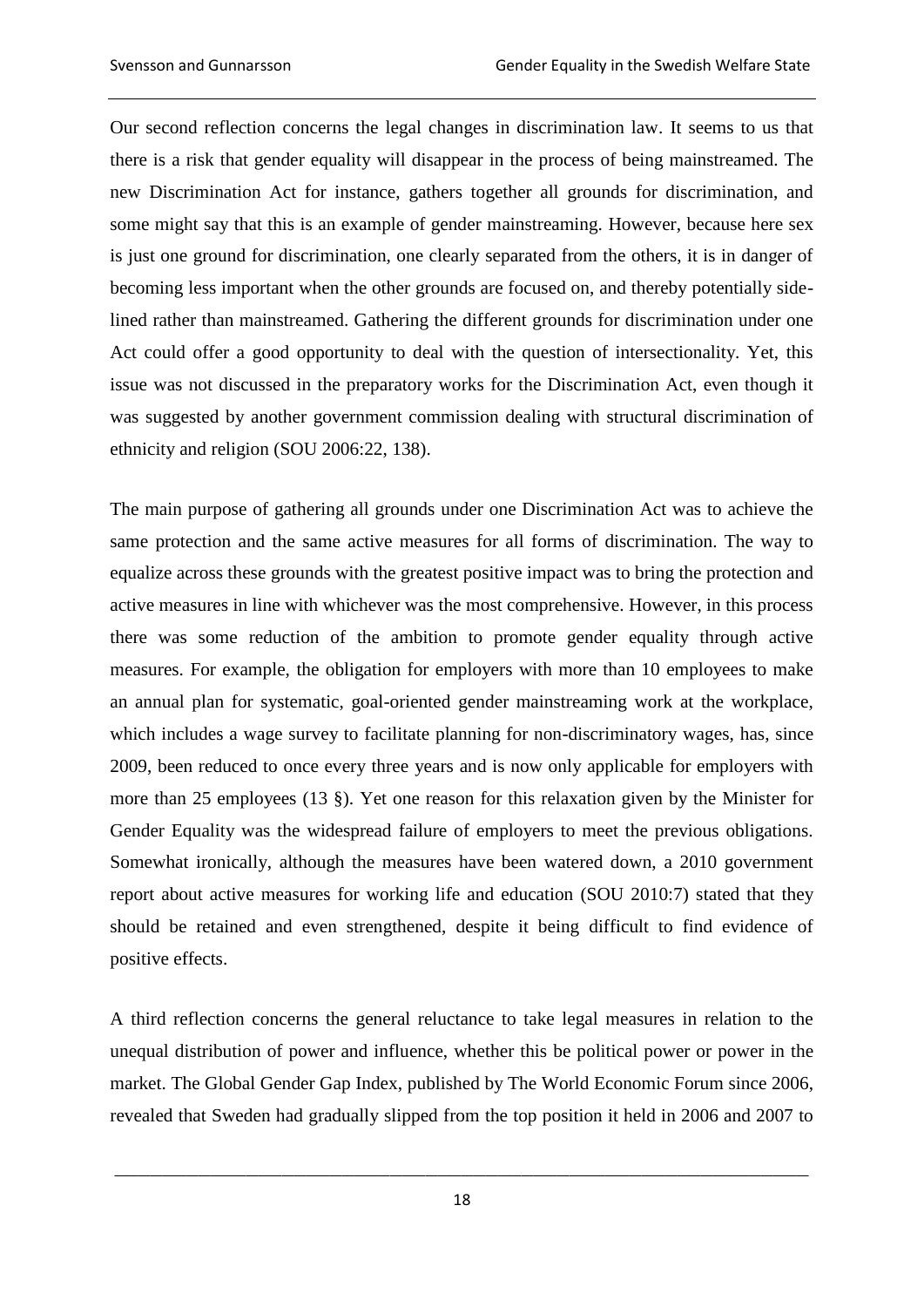Our second reflection concerns the legal changes in discrimination law. It seems to us that there is a risk that gender equality will disappear in the process of being mainstreamed. The new Discrimination Act for instance, gathers together all grounds for discrimination, and some might say that this is an example of gender mainstreaming. However, because here sex is just one ground for discrimination, one clearly separated from the others, it is in danger of becoming less important when the other grounds are focused on, and thereby potentially side-lined rather than mainstreamed. Gathering the different grounds for discrimination under one Act could offer a good opportunity to deal with the question of intersectionality. Yet, this issue was not discussed in the preparatory works for the Discrimination Act, even though it was suggested by another government commission dealing with structural discrimination of ethnicity and religion (SOU 2006:22, 138).

The main purpose of gathering all grounds under one Discrimination Act was to achieve the same protection and the same active measures for all forms of discrimination. The way to equalize across these grounds with the greatest positive impact was to bring the protection and active measures in line with whichever was the most comprehensive. However, in this process there was some reduction of the ambition to promote gender equality through active measures. For example, the obligation for employers with more than 10 employees to make an annual plan for systematic, goal-oriented gender mainstreaming work at the workplace, which includes a wage survey to facilitate planning for non-discriminatory wages, has, since 2009, been reduced to once every three years and is now only applicable for employers with more than 25 employees (13 §). Yet one reason for this relaxation given by the Minister for Gender Equality was the widespread failure of employers to meet the previous obligations. Somewhat ironically, although the measures have been watered down, a 2010 government report about active measures for working life and education (SOU 2010:7) stated that they should be retained and even strengthened, despite it being difficult to find evidence of positive effects.

A third reflection concerns the general reluctance to take legal measures in relation to the unequal distribution of power and influence, whether this be political power or power in the market. The Global Gender Gap Index, published by The World Economic Forum since 2006, revealed that Sweden had gradually slipped from the top position it held in 2006 and 2007 to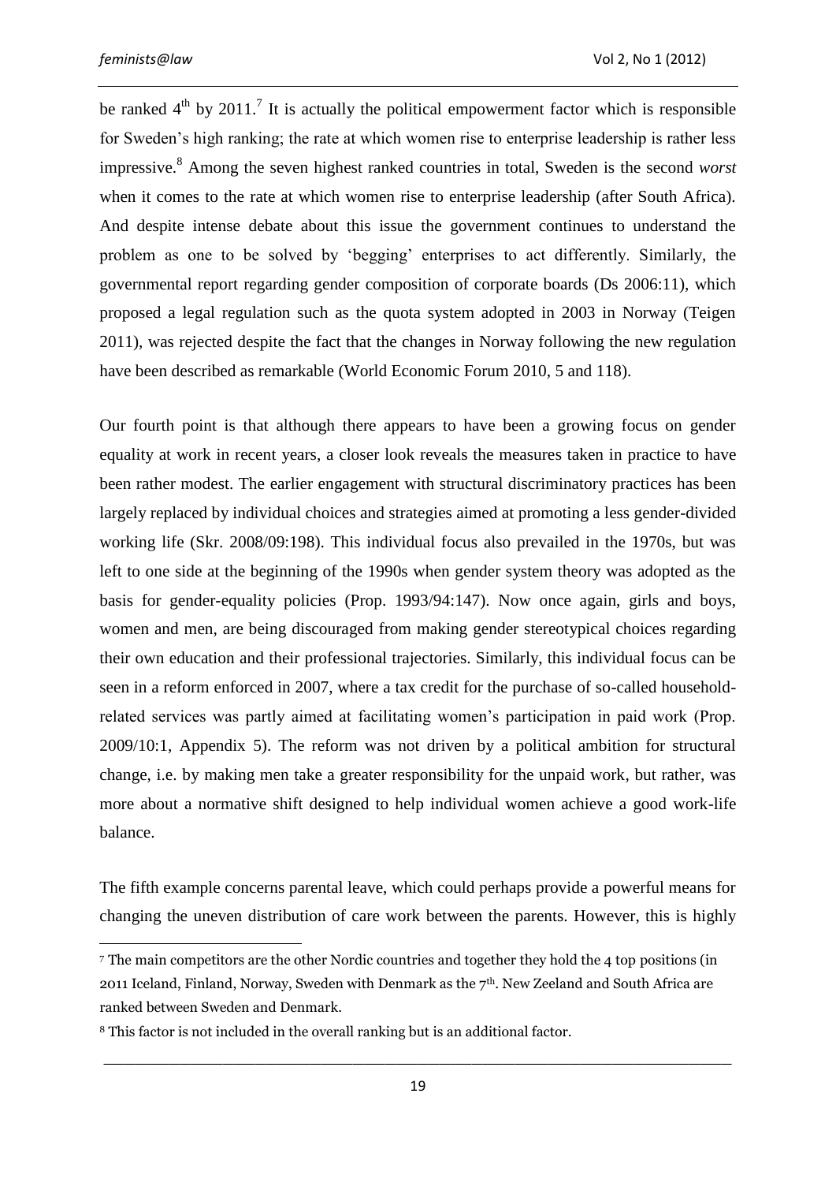be ranked 4th by 2011.[7] It is actually the political empowerment factor which is responsible for Sweden's high ranking; the rate at which women rise to enterprise leadership is rather less impressive.[8] Among the seven highest ranked countries in total, Sweden is the second *worst* when it comes to the rate at which women rise to enterprise leadership (after South Africa). And despite intense debate about this issue the government continues to understand the problem as one to be solved by 'begging' enterprises to act differently. Similarly, the governmental report regarding gender composition of corporate boards (Ds 2006:11), which proposed a legal regulation such as the quota system adopted in 2003 in Norway (Teigen 2011), was rejected despite the fact that the changes in Norway following the new regulation have been described as remarkable (World Economic Forum 2010, 5 and 118).

Our fourth point is that although there appears to have been a growing focus on gender equality at work in recent years, a closer look reveals the measures taken in practice to have been rather modest. The earlier engagement with structural discriminatory practices has been largely replaced by individual choices and strategies aimed at promoting a less gender-divided working life (Skr. 2008/09:198). This individual focus also prevailed in the 1970s, but was left to one side at the beginning of the 1990s when gender system theory was adopted as the basis for gender-equality policies (Prop. 1993/94:147). Now once again, girls and boys, women and men, are being discouraged from making gender stereotypical choices regarding their own education and their professional trajectories. Similarly, this individual focus can be seen in a reform enforced in 2007, where a tax credit for the purchase of so-called household-related services was partly aimed at facilitating women's participation in paid work (Prop. 2009/10:1, Appendix 5). The reform was not driven by a political ambition for structural change, i.e. by making men take a greater responsibility for the unpaid work, but rather, was more about a normative shift designed to help individual women achieve a good work-life balance.

The fifth example concerns parental leave, which could perhaps provide a powerful means for changing the uneven distribution of care work between the parents. However, this is highly

---

[7] The main competitors are the other Nordic countries and together they hold the 4 top positions (in 2011 Iceland, Finland, Norway, Sweden with Denmark as the 7th. New Zeeland and South Africa are ranked between Sweden and Denmark.

[8] This factor is not included in the overall ranking but is an additional factor.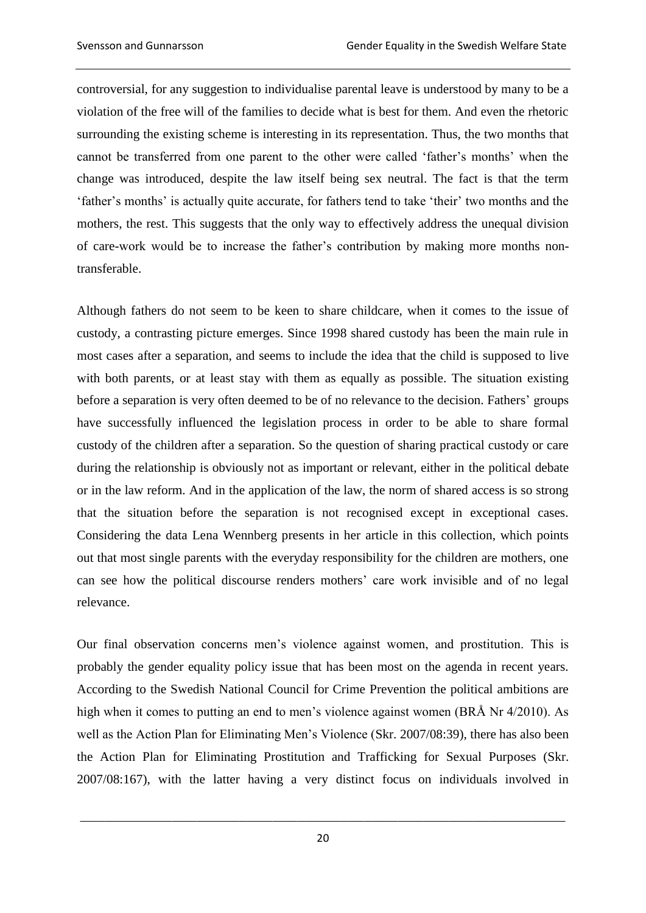controversial, for any suggestion to individualise parental leave is understood by many to be a violation of the free will of the families to decide what is best for them. And even the rhetoric surrounding the existing scheme is interesting in its representation. Thus, the two months that cannot be transferred from one parent to the other were called 'father's months' when the change was introduced, despite the law itself being sex neutral. The fact is that the term 'father's months' is actually quite accurate, for fathers tend to take 'their' two months and the mothers, the rest. This suggests that the only way to effectively address the unequal division of care-work would be to increase the father's contribution by making more months non-transferable.

Although fathers do not seem to be keen to share childcare, when it comes to the issue of custody, a contrasting picture emerges. Since 1998 shared custody has been the main rule in most cases after a separation, and seems to include the idea that the child is supposed to live with both parents, or at least stay with them as equally as possible. The situation existing before a separation is very often deemed to be of no relevance to the decision. Fathers' groups have successfully influenced the legislation process in order to be able to share formal custody of the children after a separation. So the question of sharing practical custody or care during the relationship is obviously not as important or relevant, either in the political debate or in the law reform. And in the application of the law, the norm of shared access is so strong that the situation before the separation is not recognised except in exceptional cases. Considering the data Lena Wennberg presents in her article in this collection, which points out that most single parents with the everyday responsibility for the children are mothers, one can see how the political discourse renders mothers' care work invisible and of no legal relevance.

Our final observation concerns men's violence against women, and prostitution. This is probably the gender equality policy issue that has been most on the agenda in recent years. According to the Swedish National Council for Crime Prevention the political ambitions are high when it comes to putting an end to men's violence against women (BRÅ Nr 4/2010). As well as the Action Plan for Eliminating Men's Violence (Skr. 2007/08:39), there has also been the Action Plan for Eliminating Prostitution and Trafficking for Sexual Purposes (Skr. 2007/08:167), with the latter having a very distinct focus on individuals involved in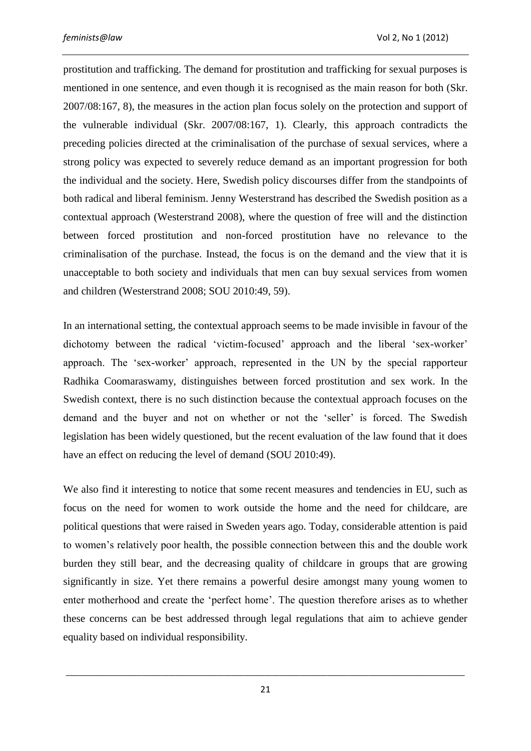prostitution and trafficking. The demand for prostitution and trafficking for sexual purposes is mentioned in one sentence, and even though it is recognised as the main reason for both (Skr. 2007/08:167, 8), the measures in the action plan focus solely on the protection and support of the vulnerable individual (Skr. 2007/08:167, 1). Clearly, this approach contradicts the preceding policies directed at the criminalisation of the purchase of sexual services, where a strong policy was expected to severely reduce demand as an important progression for both the individual and the society. Here, Swedish policy discourses differ from the standpoints of both radical and liberal feminism. Jenny Westerstrand has described the Swedish position as a contextual approach (Westerstrand 2008), where the question of free will and the distinction between forced prostitution and non-forced prostitution have no relevance to the criminalisation of the purchase. Instead, the focus is on the demand and the view that it is unacceptable to both society and individuals that men can buy sexual services from women and children (Westerstrand 2008; SOU 2010:49, 59).

In an international setting, the contextual approach seems to be made invisible in favour of the dichotomy between the radical 'victim-focused' approach and the liberal 'sex-worker' approach. The 'sex-worker' approach, represented in the UN by the special rapporteur Radhika Coomaraswamy, distinguishes between forced prostitution and sex work. In the Swedish context, there is no such distinction because the contextual approach focuses on the demand and the buyer and not on whether or not the 'seller' is forced. The Swedish legislation has been widely questioned, but the recent evaluation of the law found that it does have an effect on reducing the level of demand (SOU 2010:49).

We also find it interesting to notice that some recent measures and tendencies in EU, such as focus on the need for women to work outside the home and the need for childcare, are political questions that were raised in Sweden years ago. Today, considerable attention is paid to women's relatively poor health, the possible connection between this and the double work burden they still bear, and the decreasing quality of childcare in groups that are growing significantly in size. Yet there remains a powerful desire amongst many young women to enter motherhood and create the 'perfect home'. The question therefore arises as to whether these concerns can be best addressed through legal regulations that aim to achieve gender equality based on individual responsibility.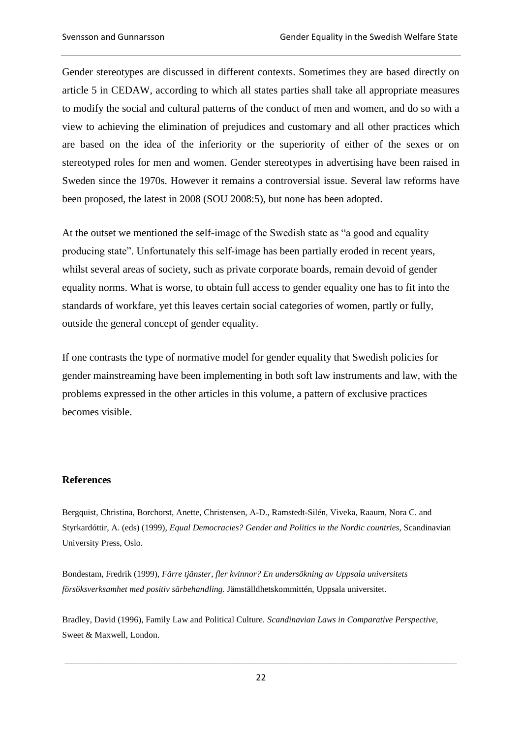Gender stereotypes are discussed in different contexts. Sometimes they are based directly on article 5 in CEDAW, according to which all states parties shall take all appropriate measures to modify the social and cultural patterns of the conduct of men and women, and do so with a view to achieving the elimination of prejudices and customary and all other practices which are based on the idea of the inferiority or the superiority of either of the sexes or on stereotyped roles for men and women. Gender stereotypes in advertising have been raised in Sweden since the 1970s. However it remains a controversial issue. Several law reforms have been proposed, the latest in 2008 (SOU 2008:5), but none has been adopted.

At the outset we mentioned the self-image of the Swedish state as "a good and equality producing state". Unfortunately this self-image has been partially eroded in recent years, whilst several areas of society, such as private corporate boards, remain devoid of gender equality norms. What is worse, to obtain full access to gender equality one has to fit into the standards of workfare, yet this leaves certain social categories of women, partly or fully, outside the general concept of gender equality.

If one contrasts the type of normative model for gender equality that Swedish policies for gender mainstreaming have been implementing in both soft law instruments and law, with the problems expressed in the other articles in this volume, a pattern of exclusive practices becomes visible.

**References**

Bergquist, Christina, Borchorst, Anette, Christensen, A-D., Ramstedt-Silén, Viveka, Raaum, Nora C. and Styrkardóttir, A. (eds) (1999), *Equal Democracies? Gender and Politics in the Nordic countries*, Scandinavian University Press, Oslo.

Bondestam, Fredrik (1999), *Färre tjänster, fler kvinnor? En undersökning av Uppsala universitets försöksverksamhet med positiv särbehandling.* Jämställdhetskommittén, Uppsala universitet.

Bradley, David (1996), Family Law and Political Culture. *Scandinavian Laws in Comparative Perspective*, Sweet & Maxwell, London.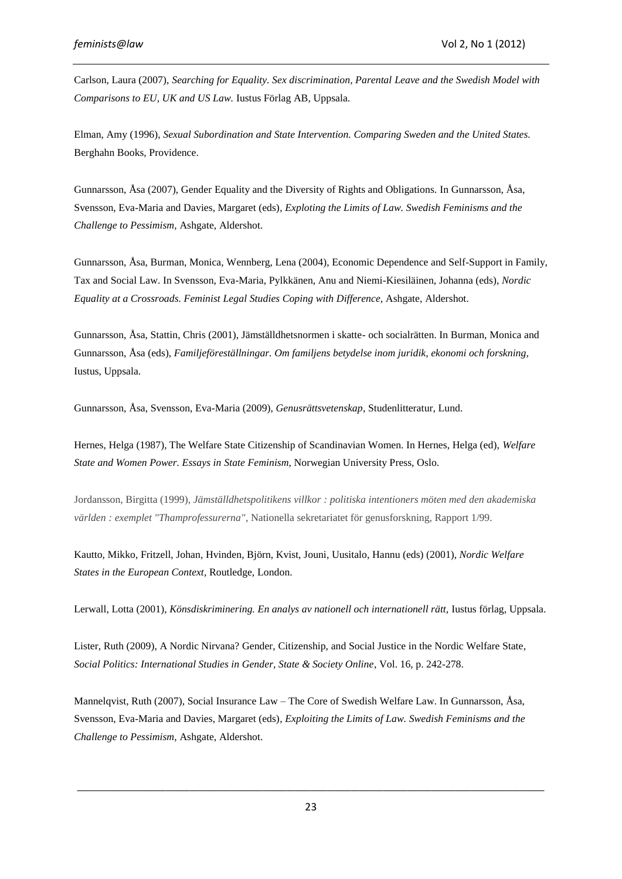Carlson, Laura (2007), *Searching for Equality. Sex discrimination, Parental Leave and the Swedish Model with Comparisons to EU, UK and US Law.* Iustus Förlag AB, Uppsala.

Elman, Amy (1996), *Sexual Subordination and State Intervention. Comparing Sweden and the United States.* Berghahn Books, Providence.

Gunnarsson, Åsa (2007), Gender Equality and the Diversity of Rights and Obligations. In Gunnarsson, Åsa, Svensson, Eva-Maria and Davies, Margaret (eds), *Exploting the Limits of Law. Swedish Feminisms and the Challenge to Pessimism*, Ashgate, Aldershot.

Gunnarsson, Åsa, Burman, Monica, Wennberg, Lena (2004), Economic Dependence and Self-Support in Family, Tax and Social Law. In Svensson, Eva-Maria, Pylkkänen, Anu and Niemi-Kiesiläinen, Johanna (eds), *Nordic Equality at a Crossroads. Feminist Legal Studies Coping with Difference*, Ashgate, Aldershot.

Gunnarsson, Åsa, Stattin, Chris (2001), Jämställdhetsnormen i skatte- och socialrätten. In Burman, Monica and Gunnarsson, Åsa (eds), *Familjeföreställningar. Om familjens betydelse inom juridik, ekonomi och forskning,* Iustus, Uppsala.

Gunnarsson, Åsa, Svensson, Eva-Maria (2009), *Genusrättsvetenskap*, Studenlitteratur, Lund.

Hernes, Helga (1987), The Welfare State Citizenship of Scandinavian Women. In Hernes, Helga (ed), *Welfare State and Women Power. Essays in State Feminism*, Norwegian University Press, Oslo.

Jordansson, Birgitta (1999), *Jämställdhetspolitikens villkor : politiska intentioners möten med den akademiska världen : exemplet "Thamprofessurerna"*, Nationella sekretariatet för genusforskning, Rapport 1/99.

Kautto, Mikko, Fritzell, Johan, Hvinden, Björn, Kvist, Jouni, Uusitalo, Hannu (eds) (2001), *Nordic Welfare States in the European Context*, Routledge, London.

Lerwall, Lotta (2001), *Könsdiskriminering. En analys av nationell och internationell rätt,* Iustus förlag, Uppsala.

Lister, Ruth (2009), A Nordic Nirvana? Gender, Citizenship, and Social Justice in the Nordic Welfare State, *Social Politics: International Studies in Gender, State & Society Online*, Vol. 16, p. 242-278.

Mannelqvist, Ruth (2007), Social Insurance Law – The Core of Swedish Welfare Law. In Gunnarsson, Åsa, Svensson, Eva-Maria and Davies, Margaret (eds), *Exploiting the Limits of Law. Swedish Feminisms and the Challenge to Pessimism*, Ashgate, Aldershot.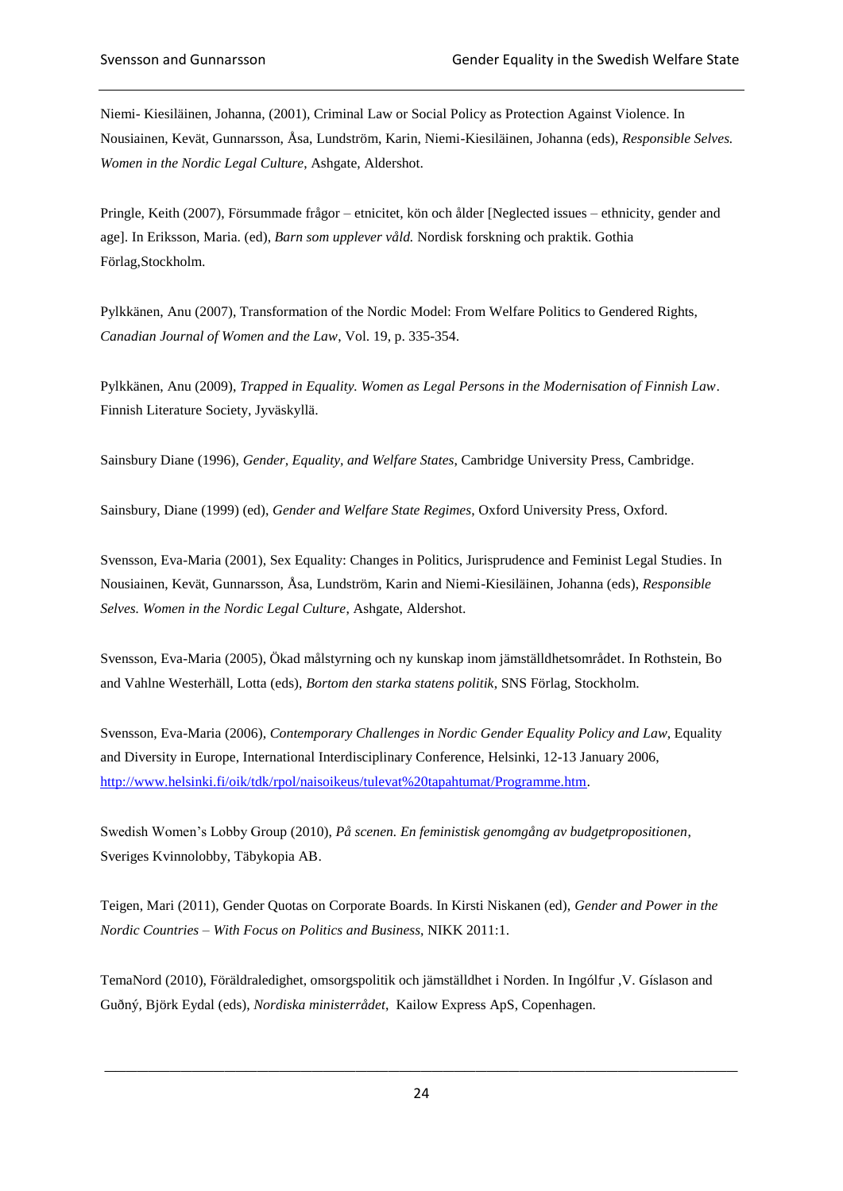Niemi- Kiesiläinen, Johanna, (2001), Criminal Law or Social Policy as Protection Against Violence. In Nousiainen, Kevät, Gunnarsson, Åsa, Lundström, Karin, Niemi-Kiesiläinen, Johanna (eds), *Responsible Selves. Women in the Nordic Legal Culture*, Ashgate, Aldershot.

Pringle, Keith (2007), Försummade frågor – etnicitet, kön och ålder [Neglected issues – ethnicity, gender and age]. In Eriksson, Maria. (ed), *Barn som upplever våld.* Nordisk forskning och praktik. Gothia Förlag,Stockholm.

Pylkkänen, Anu (2007), Transformation of the Nordic Model: From Welfare Politics to Gendered Rights, *Canadian Journal of Women and the Law*, Vol. 19, p. 335-354.

Pylkkänen, Anu (2009), *Trapped in Equality. Women as Legal Persons in the Modernisation of Finnish Law*. Finnish Literature Society, Jyväskyllä.

Sainsbury Diane (1996), *Gender, Equality, and Welfare States*, Cambridge University Press, Cambridge.

Sainsbury, Diane (1999) (ed), *Gender and Welfare State Regimes*, Oxford University Press, Oxford.

Svensson, Eva-Maria (2001), Sex Equality: Changes in Politics, Jurisprudence and Feminist Legal Studies. In Nousiainen, Kevät, Gunnarsson, Åsa, Lundström, Karin and Niemi-Kiesiläinen, Johanna (eds), *Responsible Selves. Women in the Nordic Legal Culture*, Ashgate, Aldershot.

Svensson, Eva-Maria (2005), Ökad målstyrning och ny kunskap inom jämställdhetsområdet. In Rothstein, Bo and Vahlne Westerhäll, Lotta (eds), *Bortom den starka statens politik*, SNS Förlag, Stockholm.

Svensson, Eva-Maria (2006), *Contemporary Challenges in Nordic Gender Equality Policy and Law*, Equality and Diversity in Europe, International Interdisciplinary Conference, Helsinki, 12-13 January 2006, http://www.helsinki.fi/oik/tdk/rpol/naisoikeus/tulevat%20tapahtumat/Programme.htm.

Swedish Women's Lobby Group (2010), *På scenen. En feministisk genomgång av budgetpropositionen*, Sveriges Kvinnolobby, Täbykopia AB.

Teigen, Mari (2011), Gender Quotas on Corporate Boards. In Kirsti Niskanen (ed), *Gender and Power in the Nordic Countries – With Focus on Politics and Business*, NIKK 2011:1.

TemaNord (2010), Föräldraledighet, omsorgspolitik och jämställdhet i Norden. In Ingólfur ,V. Gíslason and Guðný, Björk Eydal (eds), *Nordiska ministerrådet*, Kailow Express ApS, Copenhagen.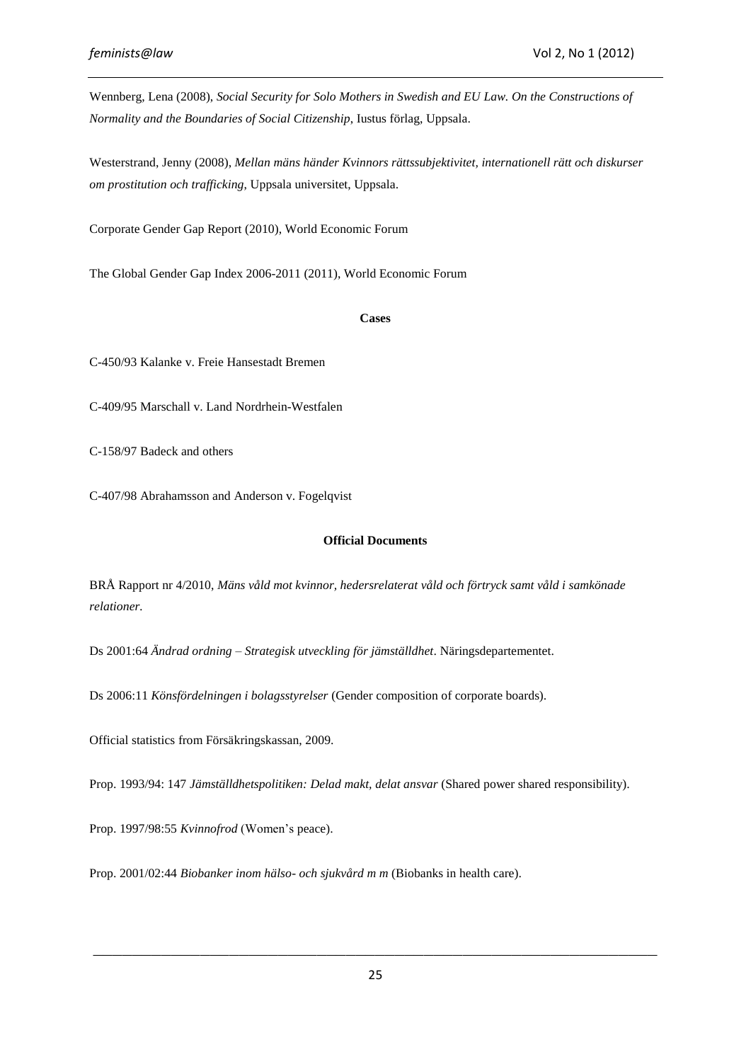Wennberg, Lena (2008), *Social Security for Solo Mothers in Swedish and EU Law. On the Constructions of Normality and the Boundaries of Social Citizenship*, Iustus förlag, Uppsala.

Westerstrand, Jenny (2008), *Mellan mäns händer Kvinnors rättssubjektivitet, internationell rätt och diskurser om prostitution och trafficking*, Uppsala universitet, Uppsala.

Corporate Gender Gap Report (2010), World Economic Forum

The Global Gender Gap Index 2006-2011 (2011), World Economic Forum

**Cases**

C-450/93 Kalanke v. Freie Hansestadt Bremen

C-409/95 Marschall v. Land Nordrhein-Westfalen

C-158/97 Badeck and others

C-407/98 Abrahamsson and Anderson v. Fogelqvist

**Official Documents**

BRÅ Rapport nr 4/2010, *Mäns våld mot kvinnor, hedersrelaterat våld och förtryck samt våld i samkönade relationer.*

Ds 2001:64 *Ändrad ordning – Strategisk utveckling för jämställdhet*. Näringsdepartementet.

Ds 2006:11 *Könsfördelningen i bolagsstyrelser* (Gender composition of corporate boards).

Official statistics from Försäkringskassan, 2009.

Prop. 1993/94: 147 *Jämställdhetspolitiken: Delad makt, delat ansvar* (Shared power shared responsibility).

Prop. 1997/98:55 *Kvinnofrod* (Women's peace).

Prop. 2001/02:44 *Biobanker inom hälso- och sjukvård m m* (Biobanks in health care).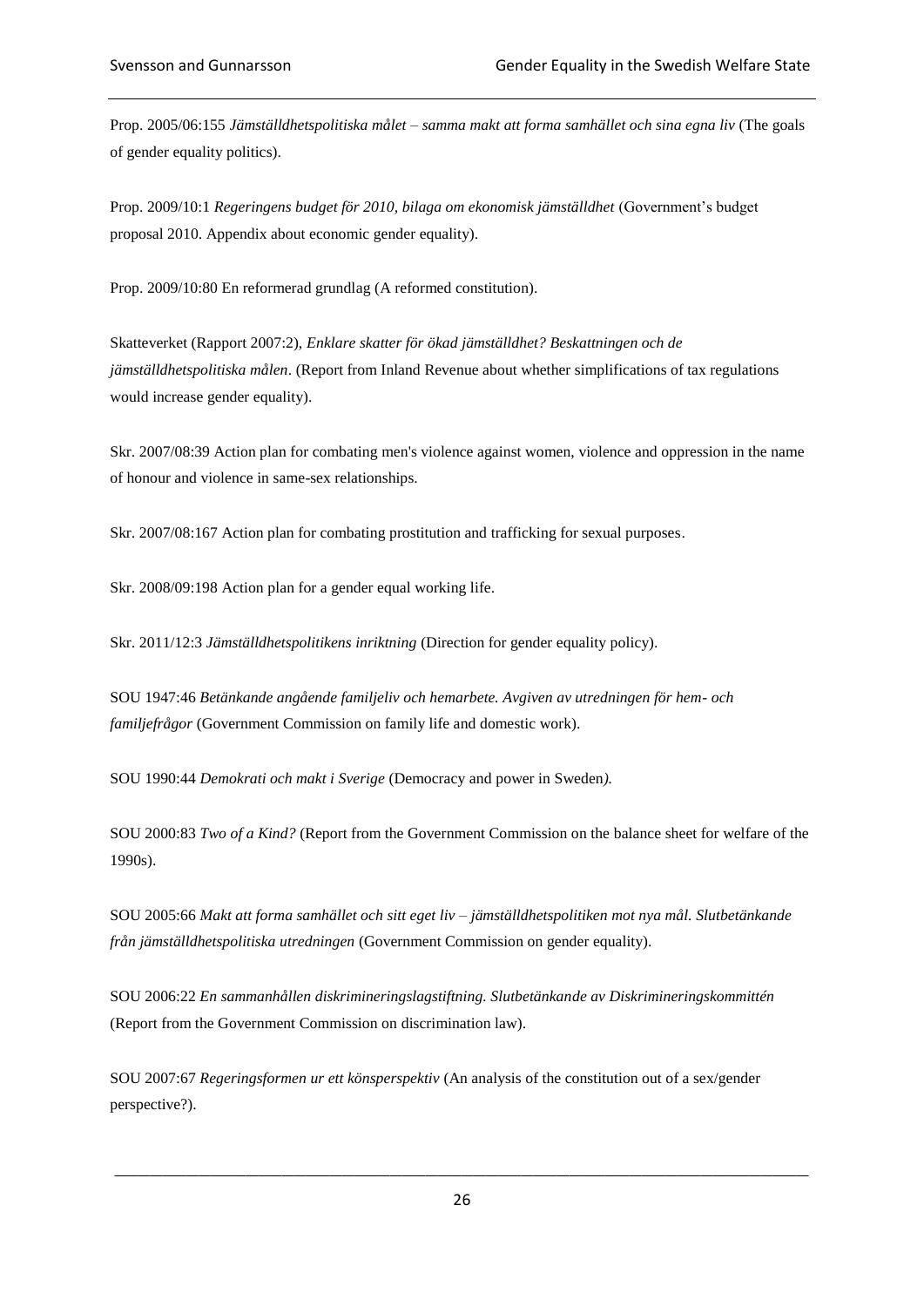Prop. 2005/06:155 *Jämställdhetspolitiska målet – samma makt att forma samhället och sina egna liv* (The goals of gender equality politics).

Prop. 2009/10:1 *Regeringens budget för 2010, bilaga om ekonomisk jämställdhet* (Government's budget proposal 2010. Appendix about economic gender equality).

Prop. 2009/10:80 En reformerad grundlag (A reformed constitution).

Skatteverket (Rapport 2007:2), *Enklare skatter för ökad jämställdhet? Beskattningen och de jämställdhetspolitiska målen*. (Report from Inland Revenue about whether simplifications of tax regulations would increase gender equality).

Skr. 2007/08:39 Action plan for combating men's violence against women, violence and oppression in the name of honour and violence in same-sex relationships.

Skr. 2007/08:167 Action plan for combating prostitution and trafficking for sexual purposes.

Skr. 2008/09:198 Action plan for a gender equal working life.

Skr. 2011/12:3 *Jämställdhetspolitikens inriktning* (Direction for gender equality policy).

SOU 1947:46 *Betänkande angående familjeliv och hemarbete. Avgiven av utredningen för hem- och familjefrågor* (Government Commission on family life and domestic work).

SOU 1990:44 *Demokrati och makt i Sverige* (Democracy and power in Sweden*).*

SOU 2000:83 *Two of a Kind?* (Report from the Government Commission on the balance sheet for welfare of the 1990s).

SOU 2005:66 *Makt att forma samhället och sitt eget liv – jämställdhetspolitiken mot nya mål. Slutbetänkande från jämställdhetspolitiska utredningen* (Government Commission on gender equality).

SOU 2006:22 *En sammanhållen diskrimineringslagstiftning. Slutbetänkande av Diskrimineringskommittén* (Report from the Government Commission on discrimination law).

SOU 2007:67 *Regeringsformen ur ett könsperspektiv* (An analysis of the constitution out of a sex/gender perspective?).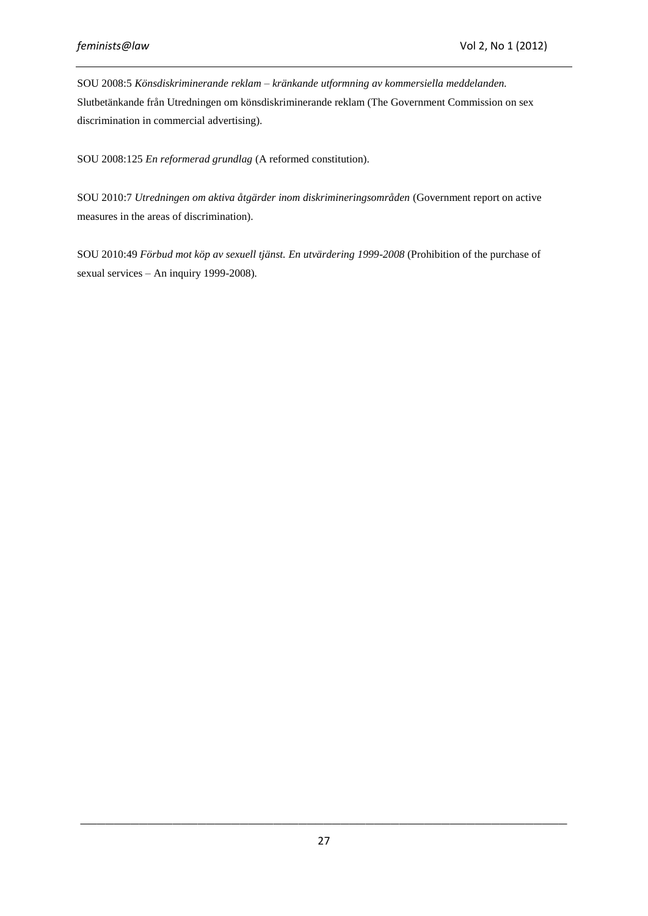SOU 2008:5 *Könsdiskriminerande reklam – kränkande utformning av kommersiella meddelanden.* Slutbetänkande från Utredningen om könsdiskriminerande reklam (The Government Commission on sex discrimination in commercial advertising).

SOU 2008:125 *En reformerad grundlag* (A reformed constitution).

SOU 2010:7 *Utredningen om aktiva åtgärder inom diskrimineringsområden* (Government report on active measures in the areas of discrimination).

SOU 2010:49 *Förbud mot köp av sexuell tjänst. En utvärdering 1999-2008* (Prohibition of the purchase of sexual services – An inquiry 1999-2008).